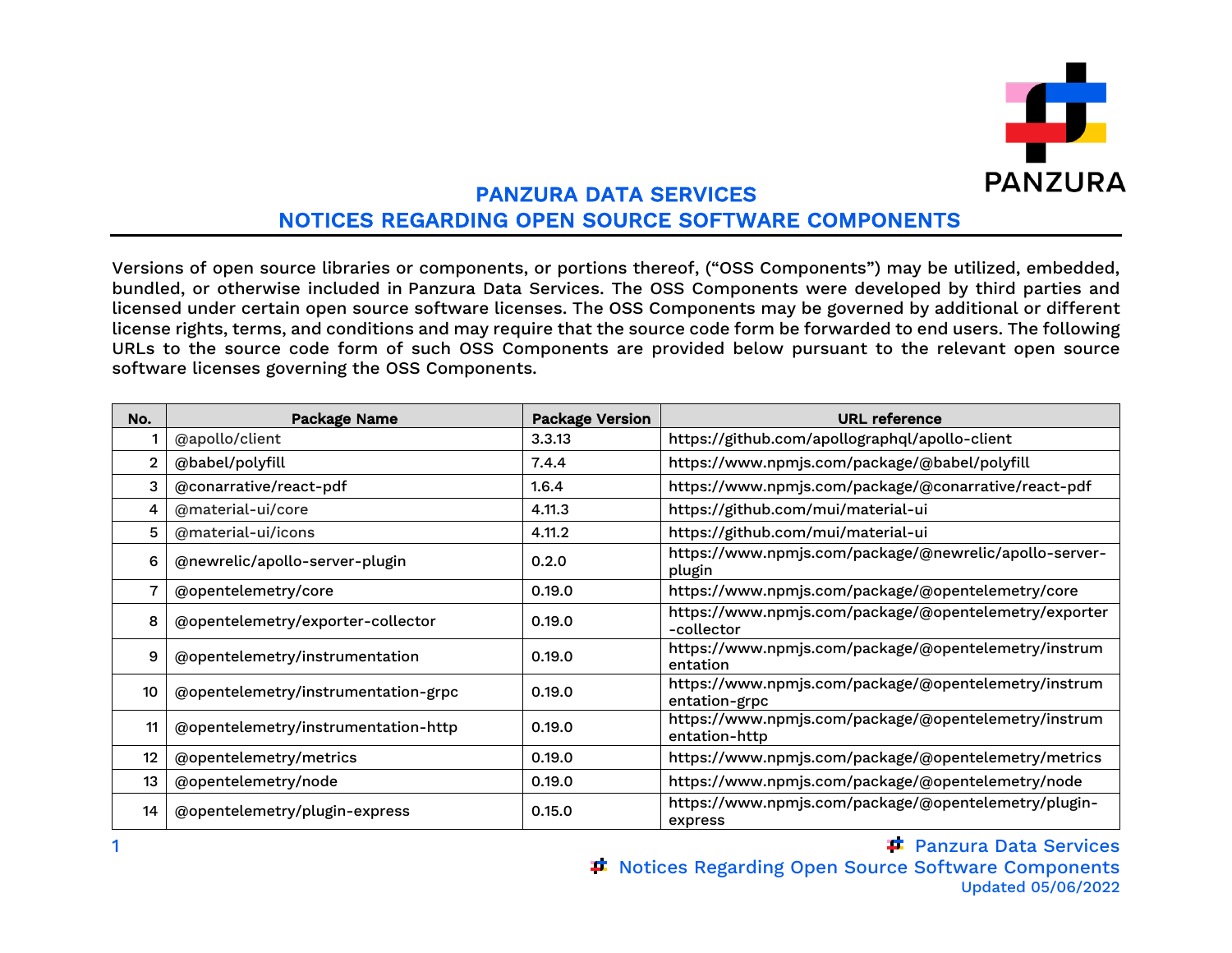# PANZURA DATA SERVICES
# NOTICES REGARDING OPEN SOURCE SOFTWARE COMPONENTS

Versions of open source libraries or components, or portions thereof, ("OSS Components") may be utilized, embedded, bundled, or otherwise included in Panzura Data Services. The OSS Components were developed by third parties and licensed under certain open source software licenses. The OSS Components may be governed by additional or different license rights, terms, and conditions and may require that the source code form be forwarded to end users. The following URLs to the source code form of such OSS Components are provided below pursuant to the relevant open source software licenses governing the OSS Components.

| No. | Package Name | Package Version | URL reference |
|---|---|---|---|
| 1 | @apollo/client | 3.3.13 | https://github.com/apollographql/apollo-client |
| 2 | @babel/polyfill | 7.4.4 | https://www.npmjs.com/package/@babel/polyfill |
| 3 | @conarrative/react-pdf | 1.6.4 | https://www.npmjs.com/package/@conarrative/react-pdf |
| 4 | @material-ui/core | 4.11.3 | https://github.com/mui/material-ui |
| 5 | @material-ui/icons | 4.11.2 | https://github.com/mui/material-ui |
| 6 | @newrelic/apollo-server-plugin | 0.2.0 | https://www.npmjs.com/package/@newrelic/apollo-server-plugin |
| 7 | @opentelemetry/core | 0.19.0 | https://www.npmjs.com/package/@opentelemetry/core |
| 8 | @opentelemetry/exporter-collector | 0.19.0 | https://www.npmjs.com/package/@opentelemetry/exporter-collector |
| 9 | @opentelemetry/instrumentation | 0.19.0 | https://www.npmjs.com/package/@opentelemetry/instrumentation |
| 10 | @opentelemetry/instrumentation-grpc | 0.19.0 | https://www.npmjs.com/package/@opentelemetry/instrumentation-grpc |
| 11 | @opentelemetry/instrumentation-http | 0.19.0 | https://www.npmjs.com/package/@opentelemetry/instrumentation-http |
| 12 | @opentelemetry/metrics | 0.19.0 | https://www.npmjs.com/package/@opentelemetry/metrics |
| 13 | @opentelemetry/node | 0.19.0 | https://www.npmjs.com/package/@opentelemetry/node |
| 14 | @opentelemetry/plugin-express | 0.15.0 | https://www.npmjs.com/package/@opentelemetry/plugin-express |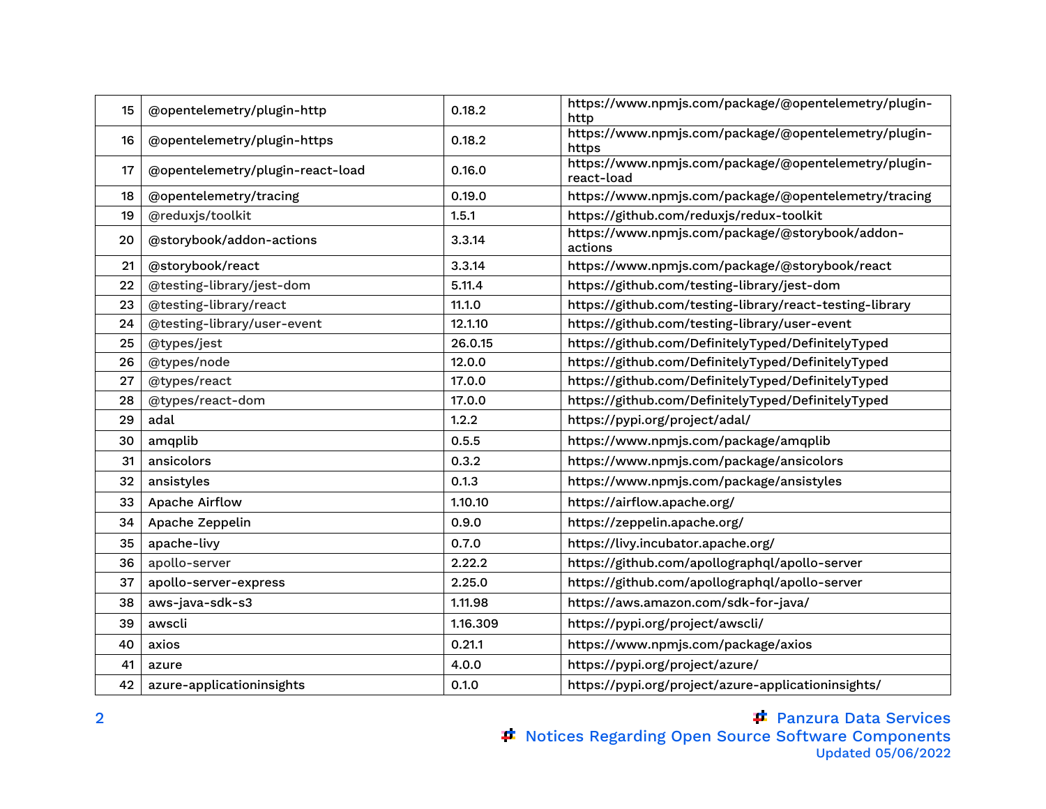| | | | |
|---|---|---|---|
| 15 | @opentelemetry/plugin-http | 0.18.2 | https://www.npmjs.com/package/@opentelemetry/plugin-http |
| 16 | @opentelemetry/plugin-https | 0.18.2 | https://www.npmjs.com/package/@opentelemetry/plugin-https |
| 17 | @opentelemetry/plugin-react-load | 0.16.0 | https://www.npmjs.com/package/@opentelemetry/plugin-react-load |
| 18 | @opentelemetry/tracing | 0.19.0 | https://www.npmjs.com/package/@opentelemetry/tracing |
| 19 | @reduxjs/toolkit | 1.5.1 | https://github.com/reduxjs/redux-toolkit |
| 20 | @storybook/addon-actions | 3.3.14 | https://www.npmjs.com/package/@storybook/addon-actions |
| 21 | @storybook/react | 3.3.14 | https://www.npmjs.com/package/@storybook/react |
| 22 | @testing-library/jest-dom | 5.11.4 | https://github.com/testing-library/jest-dom |
| 23 | @testing-library/react | 11.1.0 | https://github.com/testing-library/react-testing-library |
| 24 | @testing-library/user-event | 12.1.10 | https://github.com/testing-library/user-event |
| 25 | @types/jest | 26.0.15 | https://github.com/DefinitelyTyped/DefinitelyTyped |
| 26 | @types/node | 12.0.0 | https://github.com/DefinitelyTyped/DefinitelyTyped |
| 27 | @types/react | 17.0.0 | https://github.com/DefinitelyTyped/DefinitelyTyped |
| 28 | @types/react-dom | 17.0.0 | https://github.com/DefinitelyTyped/DefinitelyTyped |
| 29 | adal | 1.2.2 | https://pypi.org/project/adal/ |
| 30 | amqplib | 0.5.5 | https://www.npmjs.com/package/amqplib |
| 31 | ansicolors | 0.3.2 | https://www.npmjs.com/package/ansicolors |
| 32 | ansistyles | 0.1.3 | https://www.npmjs.com/package/ansistyles |
| 33 | Apache Airflow | 1.10.10 | https://airflow.apache.org/ |
| 34 | Apache Zeppelin | 0.9.0 | https://zeppelin.apache.org/ |
| 35 | apache-livy | 0.7.0 | https://livy.incubator.apache.org/ |
| 36 | apollo-server | 2.22.2 | https://github.com/apollographql/apollo-server |
| 37 | apollo-server-express | 2.25.0 | https://github.com/apollographql/apollo-server |
| 38 | aws-java-sdk-s3 | 1.11.98 | https://aws.amazon.com/sdk-for-java/ |
| 39 | awscli | 1.16.309 | https://pypi.org/project/awscli/ |
| 40 | axios | 0.21.1 | https://www.npmjs.com/package/axios |
| 41 | azure | 4.0.0 | https://pypi.org/project/azure/ |
| 42 | azure-applicationinsights | 0.1.0 | https://pypi.org/project/azure-applicationinsights/ |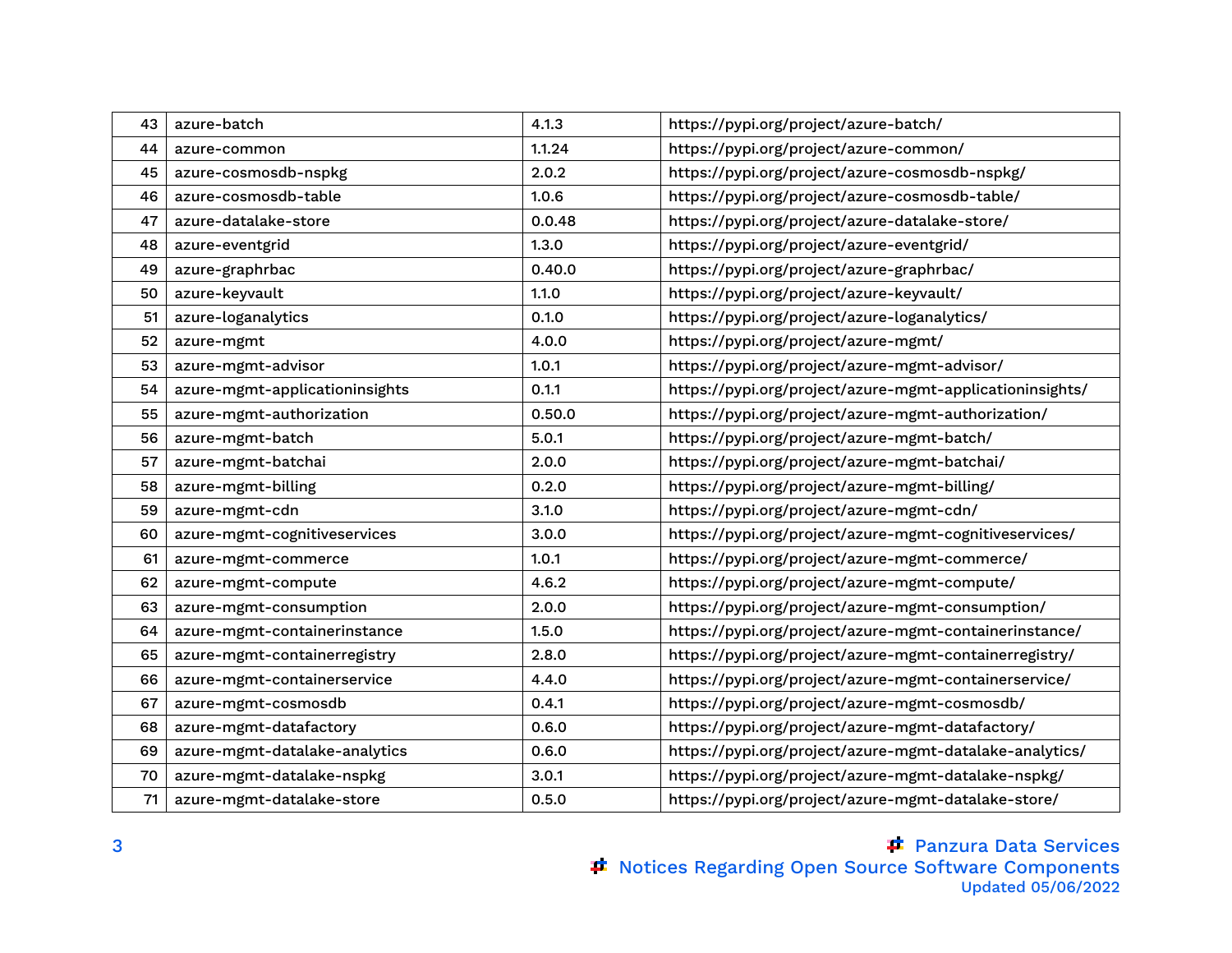| | | | |
|---|---|---|---|
| 43 | azure-batch | 4.1.3 | https://pypi.org/project/azure-batch/ |
| 44 | azure-common | 1.1.24 | https://pypi.org/project/azure-common/ |
| 45 | azure-cosmosdb-nspkg | 2.0.2 | https://pypi.org/project/azure-cosmosdb-nspkg/ |
| 46 | azure-cosmosdb-table | 1.0.6 | https://pypi.org/project/azure-cosmosdb-table/ |
| 47 | azure-datalake-store | 0.0.48 | https://pypi.org/project/azure-datalake-store/ |
| 48 | azure-eventgrid | 1.3.0 | https://pypi.org/project/azure-eventgrid/ |
| 49 | azure-graphrbac | 0.40.0 | https://pypi.org/project/azure-graphrbac/ |
| 50 | azure-keyvault | 1.1.0 | https://pypi.org/project/azure-keyvault/ |
| 51 | azure-loganalytics | 0.1.0 | https://pypi.org/project/azure-loganalytics/ |
| 52 | azure-mgmt | 4.0.0 | https://pypi.org/project/azure-mgmt/ |
| 53 | azure-mgmt-advisor | 1.0.1 | https://pypi.org/project/azure-mgmt-advisor/ |
| 54 | azure-mgmt-applicationinsights | 0.1.1 | https://pypi.org/project/azure-mgmt-applicationinsights/ |
| 55 | azure-mgmt-authorization | 0.50.0 | https://pypi.org/project/azure-mgmt-authorization/ |
| 56 | azure-mgmt-batch | 5.0.1 | https://pypi.org/project/azure-mgmt-batch/ |
| 57 | azure-mgmt-batchai | 2.0.0 | https://pypi.org/project/azure-mgmt-batchai/ |
| 58 | azure-mgmt-billing | 0.2.0 | https://pypi.org/project/azure-mgmt-billing/ |
| 59 | azure-mgmt-cdn | 3.1.0 | https://pypi.org/project/azure-mgmt-cdn/ |
| 60 | azure-mgmt-cognitiveservices | 3.0.0 | https://pypi.org/project/azure-mgmt-cognitiveservices/ |
| 61 | azure-mgmt-commerce | 1.0.1 | https://pypi.org/project/azure-mgmt-commerce/ |
| 62 | azure-mgmt-compute | 4.6.2 | https://pypi.org/project/azure-mgmt-compute/ |
| 63 | azure-mgmt-consumption | 2.0.0 | https://pypi.org/project/azure-mgmt-consumption/ |
| 64 | azure-mgmt-containerinstance | 1.5.0 | https://pypi.org/project/azure-mgmt-containerinstance/ |
| 65 | azure-mgmt-containerregistry | 2.8.0 | https://pypi.org/project/azure-mgmt-containerregistry/ |
| 66 | azure-mgmt-containerservice | 4.4.0 | https://pypi.org/project/azure-mgmt-containerservice/ |
| 67 | azure-mgmt-cosmosdb | 0.4.1 | https://pypi.org/project/azure-mgmt-cosmosdb/ |
| 68 | azure-mgmt-datafactory | 0.6.0 | https://pypi.org/project/azure-mgmt-datafactory/ |
| 69 | azure-mgmt-datalake-analytics | 0.6.0 | https://pypi.org/project/azure-mgmt-datalake-analytics/ |
| 70 | azure-mgmt-datalake-nspkg | 3.0.1 | https://pypi.org/project/azure-mgmt-datalake-nspkg/ |
| 71 | azure-mgmt-datalake-store | 0.5.0 | https://pypi.org/project/azure-mgmt-datalake-store/ |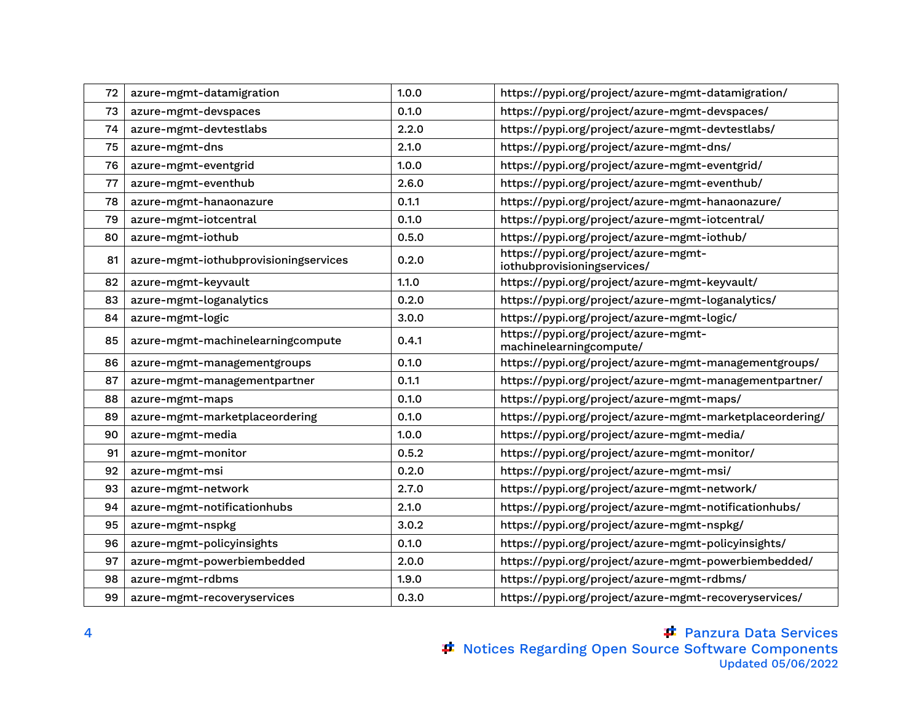| 72 | azure-mgmt-datamigration | 1.0.0 | https://pypi.org/project/azure-mgmt-datamigration/ |
|---|---|---|---|
| 73 | azure-mgmt-devspaces | 0.1.0 | https://pypi.org/project/azure-mgmt-devspaces/ |
| 74 | azure-mgmt-devtestlabs | 2.2.0 | https://pypi.org/project/azure-mgmt-devtestlabs/ |
| 75 | azure-mgmt-dns | 2.1.0 | https://pypi.org/project/azure-mgmt-dns/ |
| 76 | azure-mgmt-eventgrid | 1.0.0 | https://pypi.org/project/azure-mgmt-eventgrid/ |
| 77 | azure-mgmt-eventhub | 2.6.0 | https://pypi.org/project/azure-mgmt-eventhub/ |
| 78 | azure-mgmt-hanaonazure | 0.1.1 | https://pypi.org/project/azure-mgmt-hanaonazure/ |
| 79 | azure-mgmt-iotcentral | 0.1.0 | https://pypi.org/project/azure-mgmt-iotcentral/ |
| 80 | azure-mgmt-iothub | 0.5.0 | https://pypi.org/project/azure-mgmt-iothub/ |
| 81 | azure-mgmt-iothubprovisioningservices | 0.2.0 | https://pypi.org/project/azure-mgmt-iothubprovisioningservices/ |
| 82 | azure-mgmt-keyvault | 1.1.0 | https://pypi.org/project/azure-mgmt-keyvault/ |
| 83 | azure-mgmt-loganalytics | 0.2.0 | https://pypi.org/project/azure-mgmt-loganalytics/ |
| 84 | azure-mgmt-logic | 3.0.0 | https://pypi.org/project/azure-mgmt-logic/ |
| 85 | azure-mgmt-machinelearningcompute | 0.4.1 | https://pypi.org/project/azure-mgmt-machinelearningcompute/ |
| 86 | azure-mgmt-managementgroups | 0.1.0 | https://pypi.org/project/azure-mgmt-managementgroups/ |
| 87 | azure-mgmt-managementpartner | 0.1.1 | https://pypi.org/project/azure-mgmt-managementpartner/ |
| 88 | azure-mgmt-maps | 0.1.0 | https://pypi.org/project/azure-mgmt-maps/ |
| 89 | azure-mgmt-marketplaceordering | 0.1.0 | https://pypi.org/project/azure-mgmt-marketplaceordering/ |
| 90 | azure-mgmt-media | 1.0.0 | https://pypi.org/project/azure-mgmt-media/ |
| 91 | azure-mgmt-monitor | 0.5.2 | https://pypi.org/project/azure-mgmt-monitor/ |
| 92 | azure-mgmt-msi | 0.2.0 | https://pypi.org/project/azure-mgmt-msi/ |
| 93 | azure-mgmt-network | 2.7.0 | https://pypi.org/project/azure-mgmt-network/ |
| 94 | azure-mgmt-notificationhubs | 2.1.0 | https://pypi.org/project/azure-mgmt-notificationhubs/ |
| 95 | azure-mgmt-nspkg | 3.0.2 | https://pypi.org/project/azure-mgmt-nspkg/ |
| 96 | azure-mgmt-policyinsights | 0.1.0 | https://pypi.org/project/azure-mgmt-policyinsights/ |
| 97 | azure-mgmt-powerbiembedded | 2.0.0 | https://pypi.org/project/azure-mgmt-powerbiembedded/ |
| 98 | azure-mgmt-rdbms | 1.9.0 | https://pypi.org/project/azure-mgmt-rdbms/ |
| 99 | azure-mgmt-recoveryservices | 0.3.0 | https://pypi.org/project/azure-mgmt-recoveryservices/ |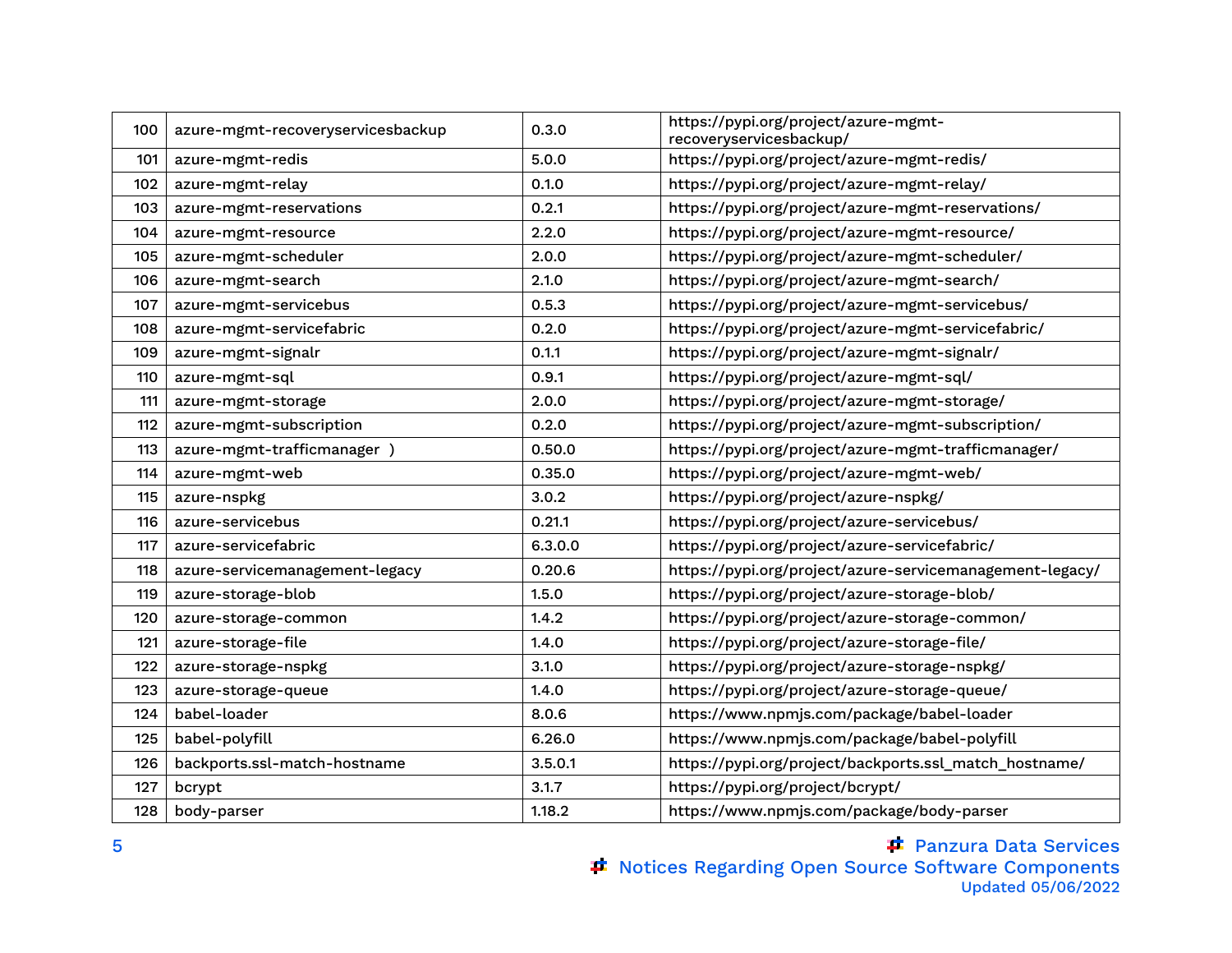| | | | |
|---|---|---|---|
| 100 | azure-mgmt-recoveryservicesbackup | 0.3.0 | https://pypi.org/project/azure-mgmt-recoveryservicesbackup/ |
| 101 | azure-mgmt-redis | 5.0.0 | https://pypi.org/project/azure-mgmt-redis/ |
| 102 | azure-mgmt-relay | 0.1.0 | https://pypi.org/project/azure-mgmt-relay/ |
| 103 | azure-mgmt-reservations | 0.2.1 | https://pypi.org/project/azure-mgmt-reservations/ |
| 104 | azure-mgmt-resource | 2.2.0 | https://pypi.org/project/azure-mgmt-resource/ |
| 105 | azure-mgmt-scheduler | 2.0.0 | https://pypi.org/project/azure-mgmt-scheduler/ |
| 106 | azure-mgmt-search | 2.1.0 | https://pypi.org/project/azure-mgmt-search/ |
| 107 | azure-mgmt-servicebus | 0.5.3 | https://pypi.org/project/azure-mgmt-servicebus/ |
| 108 | azure-mgmt-servicefabric | 0.2.0 | https://pypi.org/project/azure-mgmt-servicefabric/ |
| 109 | azure-mgmt-signalr | 0.1.1 | https://pypi.org/project/azure-mgmt-signalr/ |
| 110 | azure-mgmt-sql | 0.9.1 | https://pypi.org/project/azure-mgmt-sql/ |
| 111 | azure-mgmt-storage | 2.0.0 | https://pypi.org/project/azure-mgmt-storage/ |
| 112 | azure-mgmt-subscription | 0.2.0 | https://pypi.org/project/azure-mgmt-subscription/ |
| 113 | azure-mgmt-trafficmanager ) | 0.50.0 | https://pypi.org/project/azure-mgmt-trafficmanager/ |
| 114 | azure-mgmt-web | 0.35.0 | https://pypi.org/project/azure-mgmt-web/ |
| 115 | azure-nspkg | 3.0.2 | https://pypi.org/project/azure-nspkg/ |
| 116 | azure-servicebus | 0.21.1 | https://pypi.org/project/azure-servicebus/ |
| 117 | azure-servicefabric | 6.3.0.0 | https://pypi.org/project/azure-servicefabric/ |
| 118 | azure-servicemanagement-legacy | 0.20.6 | https://pypi.org/project/azure-servicemanagement-legacy/ |
| 119 | azure-storage-blob | 1.5.0 | https://pypi.org/project/azure-storage-blob/ |
| 120 | azure-storage-common | 1.4.2 | https://pypi.org/project/azure-storage-common/ |
| 121 | azure-storage-file | 1.4.0 | https://pypi.org/project/azure-storage-file/ |
| 122 | azure-storage-nspkg | 3.1.0 | https://pypi.org/project/azure-storage-nspkg/ |
| 123 | azure-storage-queue | 1.4.0 | https://pypi.org/project/azure-storage-queue/ |
| 124 | babel-loader | 8.0.6 | https://www.npmjs.com/package/babel-loader |
| 125 | babel-polyfill | 6.26.0 | https://www.npmjs.com/package/babel-polyfill |
| 126 | backports.ssl-match-hostname | 3.5.0.1 | https://pypi.org/project/backports.ssl_match_hostname/ |
| 127 | bcrypt | 3.1.7 | https://pypi.org/project/bcrypt/ |
| 128 | body-parser | 1.18.2 | https://www.npmjs.com/package/body-parser |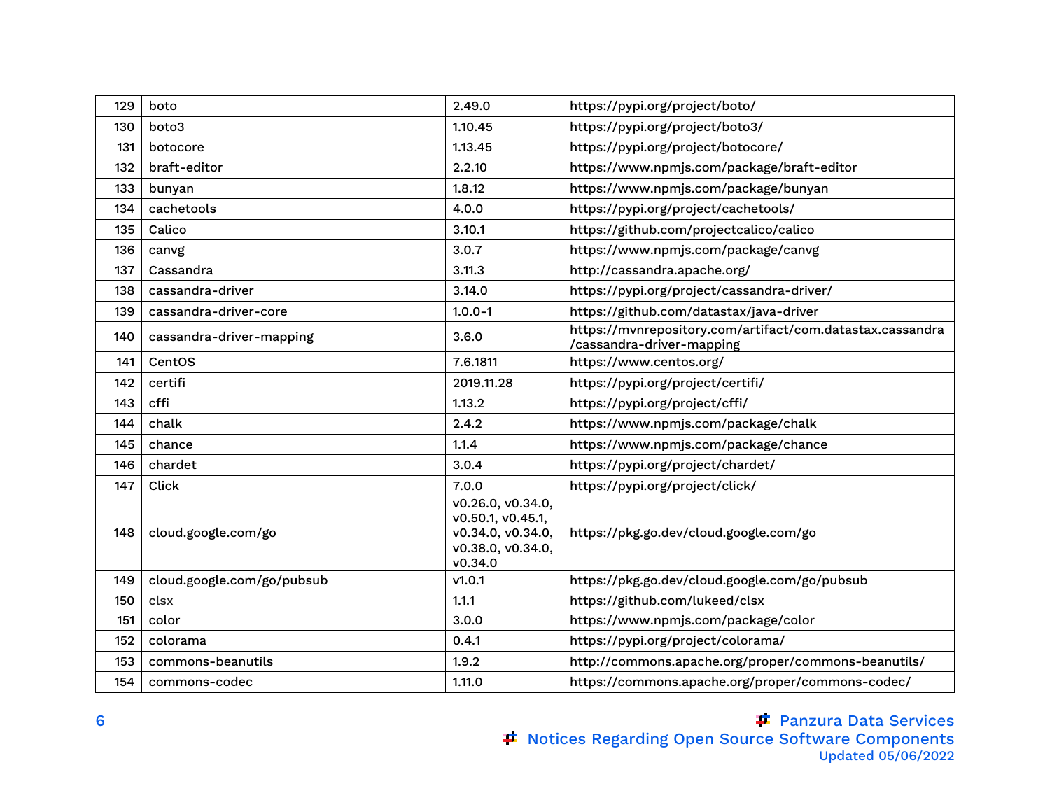| 129 | boto | 2.49.0 | https://pypi.org/project/boto/ |
|---|---|---|---|
| 130 | boto3 | 1.10.45 | https://pypi.org/project/boto3/ |
| 131 | botocore | 1.13.45 | https://pypi.org/project/botocore/ |
| 132 | braft-editor | 2.2.10 | https://www.npmjs.com/package/braft-editor |
| 133 | bunyan | 1.8.12 | https://www.npmjs.com/package/bunyan |
| 134 | cachetools | 4.0.0 | https://pypi.org/project/cachetools/ |
| 135 | Calico | 3.10.1 | https://github.com/projectcalico/calico |
| 136 | canvg | 3.0.7 | https://www.npmjs.com/package/canvg |
| 137 | Cassandra | 3.11.3 | http://cassandra.apache.org/ |
| 138 | cassandra-driver | 3.14.0 | https://pypi.org/project/cassandra-driver/ |
| 139 | cassandra-driver-core | 1.0.0-1 | https://github.com/datastax/java-driver |
| 140 | cassandra-driver-mapping | 3.6.0 | https://mvnrepository.com/artifact/com.datastax.cassandra/cassandra-driver-mapping |
| 141 | CentOS | 7.6.1811 | https://www.centos.org/ |
| 142 | certifi | 2019.11.28 | https://pypi.org/project/certifi/ |
| 143 | cffi | 1.13.2 | https://pypi.org/project/cffi/ |
| 144 | chalk | 2.4.2 | https://www.npmjs.com/package/chalk |
| 145 | chance | 1.1.4 | https://www.npmjs.com/package/chance |
| 146 | chardet | 3.0.4 | https://pypi.org/project/chardet/ |
| 147 | Click | 7.0.0 | https://pypi.org/project/click/ |
| 148 | cloud.google.com/go | v0.26.0, v0.34.0, v0.50.1, v0.45.1, v0.34.0, v0.34.0, v0.38.0, v0.34.0, v0.34.0 | https://pkg.go.dev/cloud.google.com/go |
| 149 | cloud.google.com/go/pubsub | v1.0.1 | https://pkg.go.dev/cloud.google.com/go/pubsub |
| 150 | clsx | 1.1.1 | https://github.com/lukeed/clsx |
| 151 | color | 3.0.0 | https://www.npmjs.com/package/color |
| 152 | colorama | 0.4.1 | https://pypi.org/project/colorama/ |
| 153 | commons-beanutils | 1.9.2 | http://commons.apache.org/proper/commons-beanutils/ |
| 154 | commons-codec | 1.11.0 | https://commons.apache.org/proper/commons-codec/ |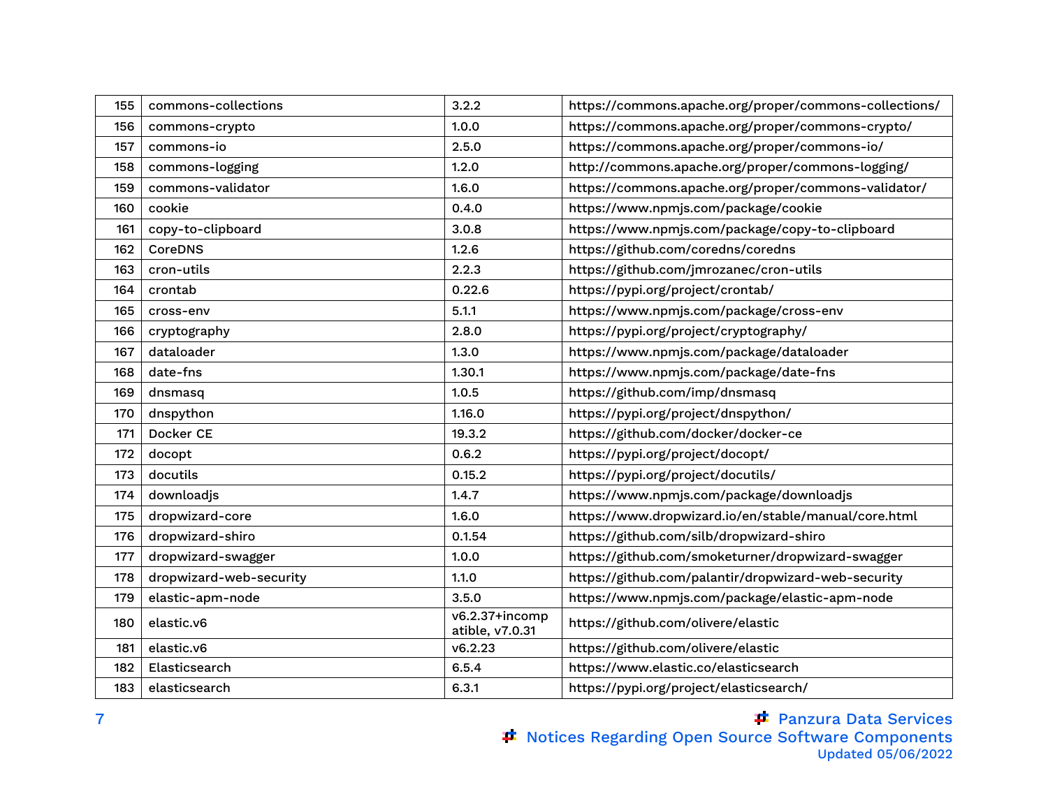| 155 | commons-collections | 3.2.2 | https://commons.apache.org/proper/commons-collections/ |
|---|---|---|---|
| 156 | commons-crypto | 1.0.0 | https://commons.apache.org/proper/commons-crypto/ |
| 157 | commons-io | 2.5.0 | https://commons.apache.org/proper/commons-io/ |
| 158 | commons-logging | 1.2.0 | http://commons.apache.org/proper/commons-logging/ |
| 159 | commons-validator | 1.6.0 | https://commons.apache.org/proper/commons-validator/ |
| 160 | cookie | 0.4.0 | https://www.npmjs.com/package/cookie |
| 161 | copy-to-clipboard | 3.0.8 | https://www.npmjs.com/package/copy-to-clipboard |
| 162 | CoreDNS | 1.2.6 | https://github.com/coredns/coredns |
| 163 | cron-utils | 2.2.3 | https://github.com/jmrozanec/cron-utils |
| 164 | crontab | 0.22.6 | https://pypi.org/project/crontab/ |
| 165 | cross-env | 5.1.1 | https://www.npmjs.com/package/cross-env |
| 166 | cryptography | 2.8.0 | https://pypi.org/project/cryptography/ |
| 167 | dataloader | 1.3.0 | https://www.npmjs.com/package/dataloader |
| 168 | date-fns | 1.30.1 | https://www.npmjs.com/package/date-fns |
| 169 | dnsmasq | 1.0.5 | https://github.com/imp/dnsmasq |
| 170 | dnspython | 1.16.0 | https://pypi.org/project/dnspython/ |
| 171 | Docker CE | 19.3.2 | https://github.com/docker/docker-ce |
| 172 | docopt | 0.6.2 | https://pypi.org/project/docopt/ |
| 173 | docutils | 0.15.2 | https://pypi.org/project/docutils/ |
| 174 | downloadjs | 1.4.7 | https://www.npmjs.com/package/downloadjs |
| 175 | dropwizard-core | 1.6.0 | https://www.dropwizard.io/en/stable/manual/core.html |
| 176 | dropwizard-shiro | 0.1.54 | https://github.com/silb/dropwizard-shiro |
| 177 | dropwizard-swagger | 1.0.0 | https://github.com/smoketurner/dropwizard-swagger |
| 178 | dropwizard-web-security | 1.1.0 | https://github.com/palantir/dropwizard-web-security |
| 179 | elastic-apm-node | 3.5.0 | https://www.npmjs.com/package/elastic-apm-node |
| 180 | elastic.v6 | v6.2.37+incompatible, v7.0.31 | https://github.com/olivere/elastic |
| 181 | elastic.v6 | v6.2.23 | https://github.com/olivere/elastic |
| 182 | Elasticsearch | 6.5.4 | https://www.elastic.co/elasticsearch |
| 183 | elasticsearch | 6.3.1 | https://pypi.org/project/elasticsearch/ |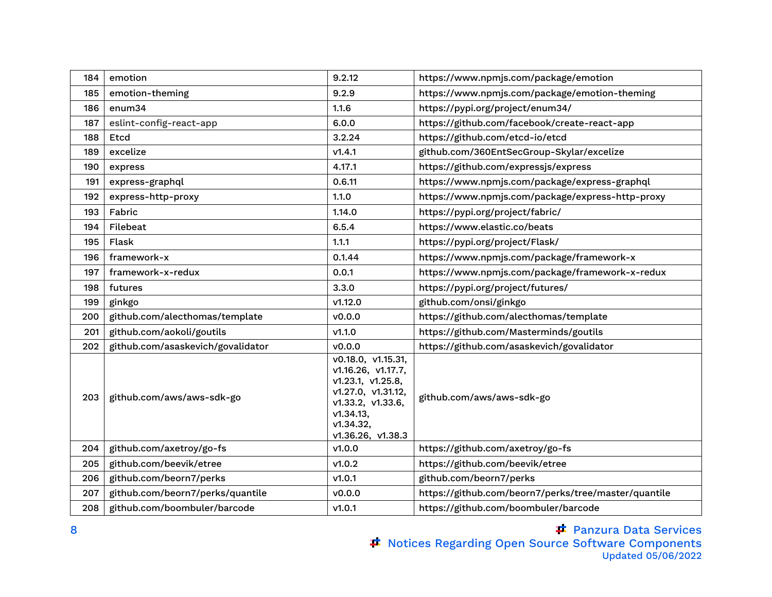| 184 | emotion | 9.2.12 | https://www.npmjs.com/package/emotion |
|---|---|---|---|
| 185 | emotion-theming | 9.2.9 | https://www.npmjs.com/package/emotion-theming |
| 186 | enum34 | 1.1.6 | https://pypi.org/project/enum34/ |
| 187 | eslint-config-react-app | 6.0.0 | https://github.com/facebook/create-react-app |
| 188 | Etcd | 3.2.24 | https://github.com/etcd-io/etcd |
| 189 | excelize | v1.4.1 | github.com/360EntSecGroup-Skylar/excelize |
| 190 | express | 4.17.1 | https://github.com/expressjs/express |
| 191 | express-graphql | 0.6.11 | https://www.npmjs.com/package/express-graphql |
| 192 | express-http-proxy | 1.1.0 | https://www.npmjs.com/package/express-http-proxy |
| 193 | Fabric | 1.14.0 | https://pypi.org/project/fabric/ |
| 194 | Filebeat | 6.5.4 | https://www.elastic.co/beats |
| 195 | Flask | 1.1.1 | https://pypi.org/project/Flask/ |
| 196 | framework-x | 0.1.44 | https://www.npmjs.com/package/framework-x |
| 197 | framework-x-redux | 0.0.1 | https://www.npmjs.com/package/framework-x-redux |
| 198 | futures | 3.3.0 | https://pypi.org/project/futures/ |
| 199 | ginkgo | v1.12.0 | github.com/onsi/ginkgo |
| 200 | github.com/alecthomas/template | v0.0.0 | https://github.com/alecthomas/template |
| 201 | github.com/aokoli/goutils | v1.1.0 | https://github.com/Masterminds/goutils |
| 202 | github.com/asaskevich/govalidator | v0.0.0 | https://github.com/asaskevich/govalidator |
| 203 | github.com/aws/aws-sdk-go | v0.18.0, v1.15.31, v1.16.26, v1.17.7, v1.23.1, v1.25.8, v1.27.0, v1.31.12, v1.33.2, v1.33.6, v1.34.13, v1.34.32, v1.36.26, v1.38.3 | github.com/aws/aws-sdk-go |
| 204 | github.com/axetroy/go-fs | v1.0.0 | https://github.com/axetroy/go-fs |
| 205 | github.com/beevik/etree | v1.0.2 | https://github.com/beevik/etree |
| 206 | github.com/beorn7/perks | v1.0.1 | github.com/beorn7/perks |
| 207 | github.com/beorn7/perks/quantile | v0.0.0 | https://github.com/beorn7/perks/tree/master/quantile |
| 208 | github.com/boombuler/barcode | v1.0.1 | https://github.com/boombuler/barcode |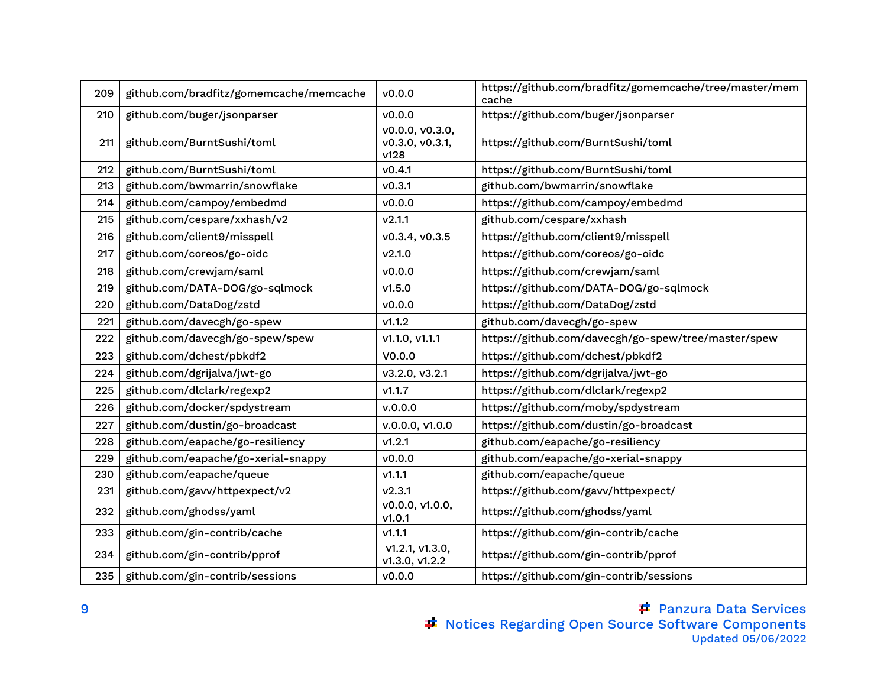| 209 | github.com/bradfitz/gomemcache/memcache | v0.0.0 | https://github.com/bradfitz/gomemcache/tree/master/memcache |
|---|---|---|---|
| 210 | github.com/buger/jsonparser | v0.0.0 | https://github.com/buger/jsonparser |
| 211 | github.com/BurntSushi/toml | v0.0.0, v0.3.0, v0.3.0, v0.3.1, v128 | https://github.com/BurntSushi/toml |
| 212 | github.com/BurntSushi/toml | v0.4.1 | https://github.com/BurntSushi/toml |
| 213 | github.com/bwmarrin/snowflake | v0.3.1 | github.com/bwmarrin/snowflake |
| 214 | github.com/campoy/embedmd | v0.0.0 | https://github.com/campoy/embedmd |
| 215 | github.com/cespare/xxhash/v2 | v2.1.1 | github.com/cespare/xxhash |
| 216 | github.com/client9/misspell | v0.3.4, v0.3.5 | https://github.com/client9/misspell |
| 217 | github.com/coreos/go-oidc | v2.1.0 | https://github.com/coreos/go-oidc |
| 218 | github.com/crewjam/saml | v0.0.0 | https://github.com/crewjam/saml |
| 219 | github.com/DATA-DOG/go-sqlmock | v1.5.0 | https://github.com/DATA-DOG/go-sqlmock |
| 220 | github.com/DataDog/zstd | v0.0.0 | https://github.com/DataDog/zstd |
| 221 | github.com/davecgh/go-spew | v1.1.2 | github.com/davecgh/go-spew |
| 222 | github.com/davecgh/go-spew/spew | v1.1.0, v1.1.1 | https://github.com/davecgh/go-spew/tree/master/spew |
| 223 | github.com/dchest/pbkdf2 | V0.0.0 | https://github.com/dchest/pbkdf2 |
| 224 | github.com/dgrijalva/jwt-go | v3.2.0, v3.2.1 | https://github.com/dgrijalva/jwt-go |
| 225 | github.com/dlclark/regexp2 | v1.1.7 | https://github.com/dlclark/regexp2 |
| 226 | github.com/docker/spdystream | v.0.0.0 | https://github.com/moby/spdystream |
| 227 | github.com/dustin/go-broadcast | v.0.0.0, v1.0.0 | https://github.com/dustin/go-broadcast |
| 228 | github.com/eapache/go-resiliency | v1.2.1 | github.com/eapache/go-resiliency |
| 229 | github.com/eapache/go-xerial-snappy | v0.0.0 | github.com/eapache/go-xerial-snappy |
| 230 | github.com/eapache/queue | v1.1.1 | github.com/eapache/queue |
| 231 | github.com/gavv/httpexpect/v2 | v2.3.1 | https://github.com/gavv/httpexpect/ |
| 232 | github.com/ghodss/yaml | v0.0.0, v1.0.0, v1.0.1 | https://github.com/ghodss/yaml |
| 233 | github.com/gin-contrib/cache | v1.1.1 | https://github.com/gin-contrib/cache |
| 234 | github.com/gin-contrib/pprof | v1.2.1, v1.3.0, v1.3.0, v1.2.2 | https://github.com/gin-contrib/pprof |
| 235 | github.com/gin-contrib/sessions | v0.0.0 | https://github.com/gin-contrib/sessions |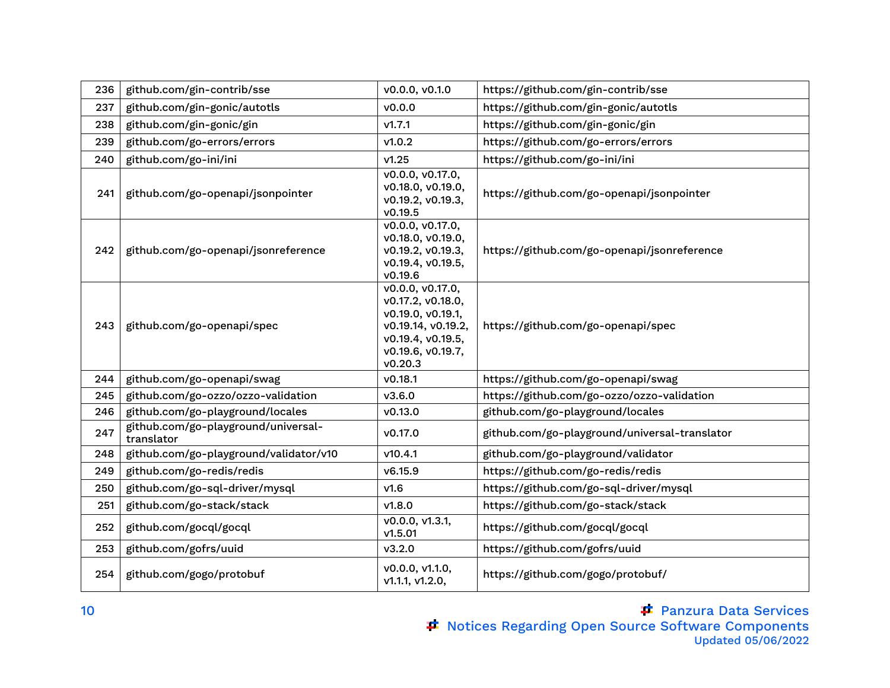| 236 | github.com/gin-contrib/sse | v0.0.0, v0.1.0 | https://github.com/gin-contrib/sse |
|---|---|---|---|
| 237 | github.com/gin-gonic/autotls | v0.0.0 | https://github.com/gin-gonic/autotls |
| 238 | github.com/gin-gonic/gin | v1.7.1 | https://github.com/gin-gonic/gin |
| 239 | github.com/go-errors/errors | v1.0.2 | https://github.com/go-errors/errors |
| 240 | github.com/go-ini/ini | v1.25 | https://github.com/go-ini/ini |
| 241 | github.com/go-openapi/jsonpointer | v0.0.0, v0.17.0, v0.18.0, v0.19.0, v0.19.2, v0.19.3, v0.19.5 | https://github.com/go-openapi/jsonpointer |
| 242 | github.com/go-openapi/jsonreference | v0.0.0, v0.17.0, v0.18.0, v0.19.0, v0.19.2, v0.19.3, v0.19.4, v0.19.5, v0.19.6 | https://github.com/go-openapi/jsonreference |
| 243 | github.com/go-openapi/spec | v0.0.0, v0.17.0, v0.17.2, v0.18.0, v0.19.0, v0.19.1, v0.19.14, v0.19.2, v0.19.4, v0.19.5, v0.19.6, v0.19.7, v0.20.3 | https://github.com/go-openapi/spec |
| 244 | github.com/go-openapi/swag | v0.18.1 | https://github.com/go-openapi/swag |
| 245 | github.com/go-ozzo/ozzo-validation | v3.6.0 | https://github.com/go-ozzo/ozzo-validation |
| 246 | github.com/go-playground/locales | v0.13.0 | github.com/go-playground/locales |
| 247 | github.com/go-playground/universal-translator | v0.17.0 | github.com/go-playground/universal-translator |
| 248 | github.com/go-playground/validator/v10 | v10.4.1 | github.com/go-playground/validator |
| 249 | github.com/go-redis/redis | v6.15.9 | https://github.com/go-redis/redis |
| 250 | github.com/go-sql-driver/mysql | v1.6 | https://github.com/go-sql-driver/mysql |
| 251 | github.com/go-stack/stack | v1.8.0 | https://github.com/go-stack/stack |
| 252 | github.com/gocql/gocql | v0.0.0, v1.3.1, v1.5.01 | https://github.com/gocql/gocql |
| 253 | github.com/gofrs/uuid | v3.2.0 | https://github.com/gofrs/uuid |
| 254 | github.com/gogo/protobuf | v0.0.0, v1.1.0, v1.1.1, v1.2.0, | https://github.com/gogo/protobuf/ |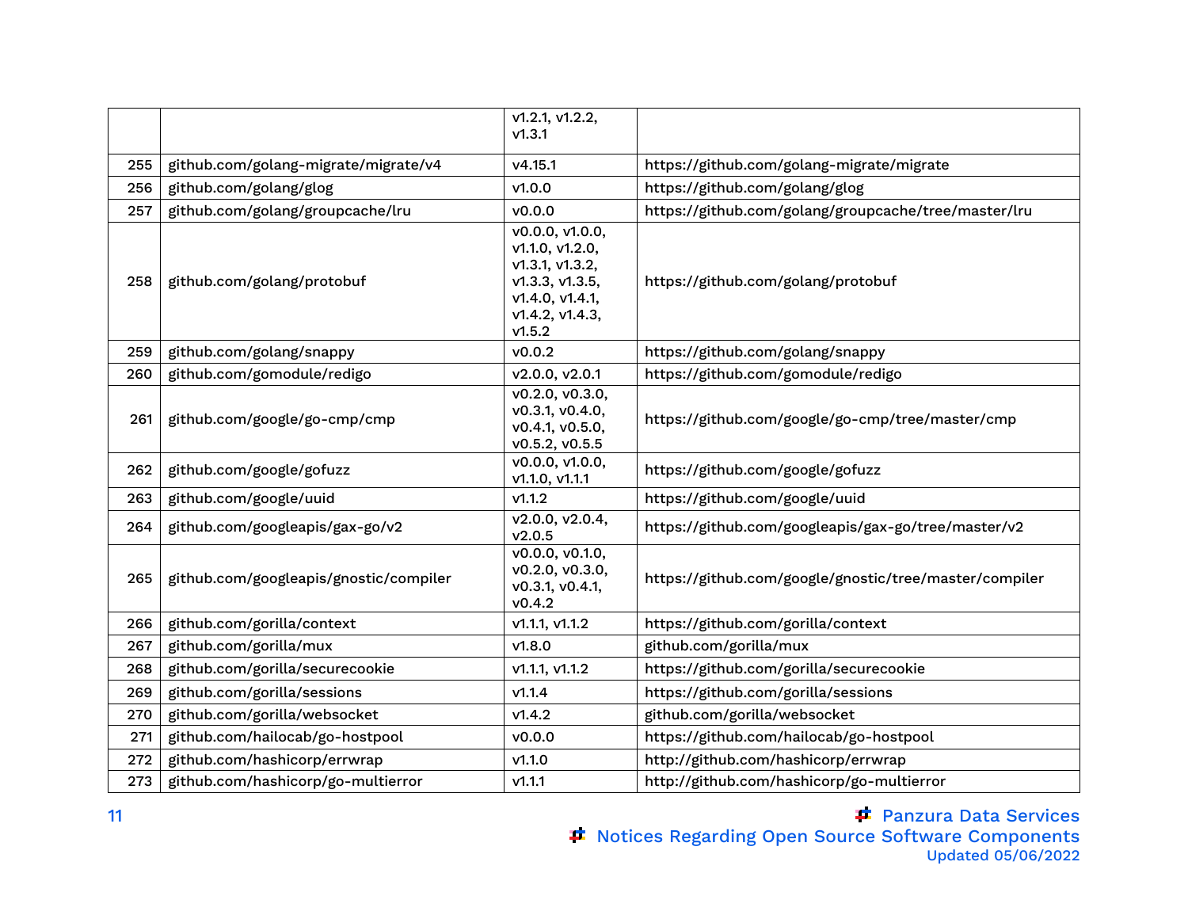| | | | |
|---|---|---|---|
| | | v1.2.1, v1.2.2, v1.3.1 | |
| 255 | github.com/golang-migrate/migrate/v4 | v4.15.1 | https://github.com/golang-migrate/migrate |
| 256 | github.com/golang/glog | v1.0.0 | https://github.com/golang/glog |
| 257 | github.com/golang/groupcache/lru | v0.0.0 | https://github.com/golang/groupcache/tree/master/lru |
| 258 | github.com/golang/protobuf | v0.0.0, v1.0.0, v1.1.0, v1.2.0, v1.3.1, v1.3.2, v1.3.3, v1.3.5, v1.4.0, v1.4.1, v1.4.2, v1.4.3, v1.5.2 | https://github.com/golang/protobuf |
| 259 | github.com/golang/snappy | v0.0.2 | https://github.com/golang/snappy |
| 260 | github.com/gomodule/redigo | v2.0.0, v2.0.1 | https://github.com/gomodule/redigo |
| 261 | github.com/google/go-cmp/cmp | v0.2.0, v0.3.0, v0.3.1, v0.4.0, v0.4.1, v0.5.0, v0.5.2, v0.5.5 | https://github.com/google/go-cmp/tree/master/cmp |
| 262 | github.com/google/gofuzz | v0.0.0, v1.0.0, v1.1.0, v1.1.1 | https://github.com/google/gofuzz |
| 263 | github.com/google/uuid | v1.1.2 | https://github.com/google/uuid |
| 264 | github.com/googleapis/gax-go/v2 | v2.0.0, v2.0.4, v2.0.5 | https://github.com/googleapis/gax-go/tree/master/v2 |
| 265 | github.com/googleapis/gnostic/compiler | v0.0.0, v0.1.0, v0.2.0, v0.3.0, v0.3.1, v0.4.1, v0.4.2 | https://github.com/google/gnostic/tree/master/compiler |
| 266 | github.com/gorilla/context | v1.1.1, v1.1.2 | https://github.com/gorilla/context |
| 267 | github.com/gorilla/mux | v1.8.0 | github.com/gorilla/mux |
| 268 | github.com/gorilla/securecookie | v1.1.1, v1.1.2 | https://github.com/gorilla/securecookie |
| 269 | github.com/gorilla/sessions | v1.1.4 | https://github.com/gorilla/sessions |
| 270 | github.com/gorilla/websocket | v1.4.2 | github.com/gorilla/websocket |
| 271 | github.com/hailocab/go-hostpool | v0.0.0 | https://github.com/hailocab/go-hostpool |
| 272 | github.com/hashicorp/errwrap | v1.1.0 | http://github.com/hashicorp/errwrap |
| 273 | github.com/hashicorp/go-multierror | v1.1.1 | http://github.com/hashicorp/go-multierror |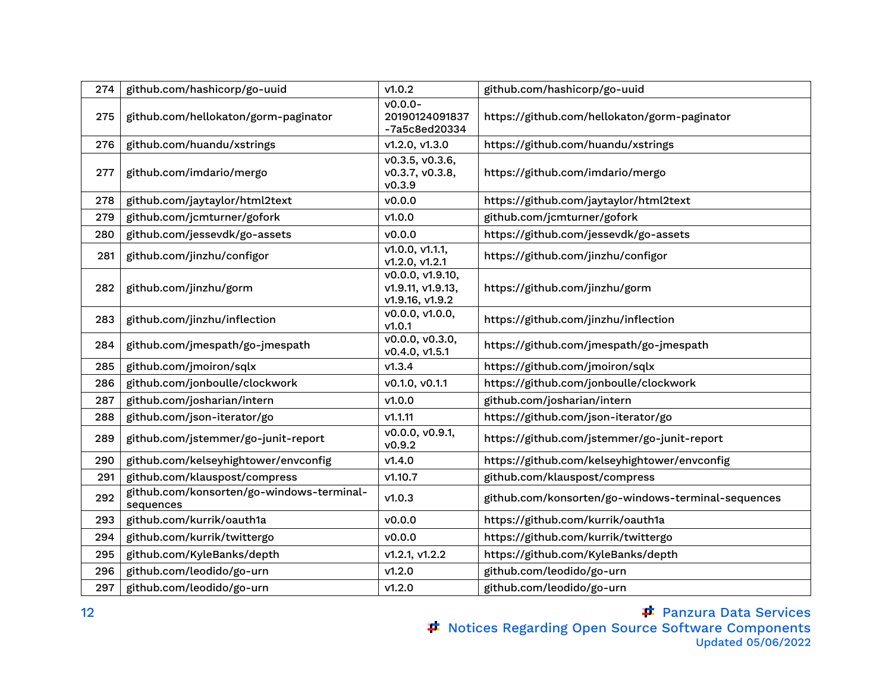| 274 | github.com/hashicorp/go-uuid | v1.0.2 | github.com/hashicorp/go-uuid |
|---|---|---|---|
| 275 | github.com/hellokaton/gorm-paginator | v0.0.0-20190124091837-7a5c8ed20334 | https://github.com/hellokaton/gorm-paginator |
| 276 | github.com/huandu/xstrings | v1.2.0, v1.3.0 | https://github.com/huandu/xstrings |
| 277 | github.com/imdario/mergo | v0.3.5, v0.3.6, v0.3.7, v0.3.8, v0.3.9 | https://github.com/imdario/mergo |
| 278 | github.com/jaytaylor/html2text | v0.0.0 | https://github.com/jaytaylor/html2text |
| 279 | github.com/jcmturner/gofork | v1.0.0 | github.com/jcmturner/gofork |
| 280 | github.com/jessevdk/go-assets | v0.0.0 | https://github.com/jessevdk/go-assets |
| 281 | github.com/jinzhu/configor | v1.0.0, v1.1.1, v1.2.0, v1.2.1 | https://github.com/jinzhu/configor |
| 282 | github.com/jinzhu/gorm | v0.0.0, v1.9.10, v1.9.11, v1.9.13, v1.9.16, v1.9.2 | https://github.com/jinzhu/gorm |
| 283 | github.com/jinzhu/inflection | v0.0.0, v1.0.0, v1.0.1 | https://github.com/jinzhu/inflection |
| 284 | github.com/jmespath/go-jmespath | v0.0.0, v0.3.0, v0.4.0, v1.5.1 | https://github.com/jmespath/go-jmespath |
| 285 | github.com/jmoiron/sqlx | v1.3.4 | https://github.com/jmoiron/sqlx |
| 286 | github.com/jonboulle/clockwork | v0.1.0, v0.1.1 | https://github.com/jonboulle/clockwork |
| 287 | github.com/josharian/intern | v1.0.0 | github.com/josharian/intern |
| 288 | github.com/json-iterator/go | v1.1.11 | https://github.com/json-iterator/go |
| 289 | github.com/jstemmer/go-junit-report | v0.0.0, v0.9.1, v0.9.2 | https://github.com/jstemmer/go-junit-report |
| 290 | github.com/kelseyhightower/envconfig | v1.4.0 | https://github.com/kelseyhightower/envconfig |
| 291 | github.com/klauspost/compress | v1.10.7 | github.com/klauspost/compress |
| 292 | github.com/konsorten/go-windows-terminal-sequences | v1.0.3 | github.com/konsorten/go-windows-terminal-sequences |
| 293 | github.com/kurrik/oauth1a | v0.0.0 | https://github.com/kurrik/oauth1a |
| 294 | github.com/kurrik/twittergo | v0.0.0 | https://github.com/kurrik/twittergo |
| 295 | github.com/KyleBanks/depth | v1.2.1, v1.2.2 | https://github.com/KyleBanks/depth |
| 296 | github.com/leodido/go-urn | v1.2.0 | github.com/leodido/go-urn |
| 297 | github.com/leodido/go-urn | v1.2.0 | github.com/leodido/go-urn |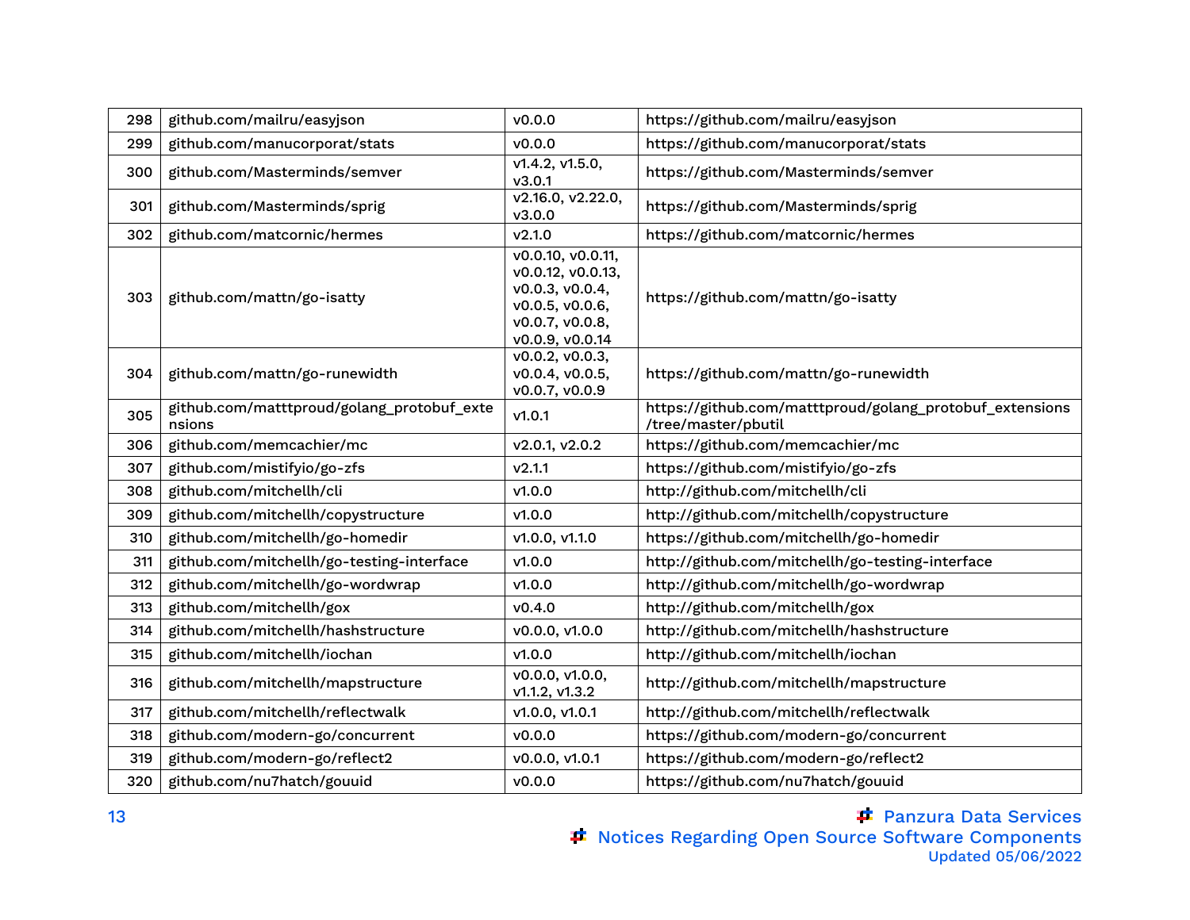| 298 | github.com/mailru/easyjson | v0.0.0 | https://github.com/mailru/easyjson |
|---|---|---|---|
| 299 | github.com/manucorporat/stats | v0.0.0 | https://github.com/manucorporat/stats |
| 300 | github.com/Masterminds/semver | v1.4.2, v1.5.0, v3.0.1 | https://github.com/Masterminds/semver |
| 301 | github.com/Masterminds/sprig | v2.16.0, v2.22.0, v3.0.0 | https://github.com/Masterminds/sprig |
| 302 | github.com/matcornic/hermes | v2.1.0 | https://github.com/matcornic/hermes |
| 303 | github.com/mattn/go-isatty | v0.0.10, v0.0.11, v0.0.12, v0.0.13, v0.0.3, v0.0.4, v0.0.5, v0.0.6, v0.0.7, v0.0.8, v0.0.9, v0.0.14 | https://github.com/mattn/go-isatty |
| 304 | github.com/mattn/go-runewidth | v0.0.2, v0.0.3, v0.0.4, v0.0.5, v0.0.7, v0.0.9 | https://github.com/mattn/go-runewidth |
| 305 | github.com/matttproud/golang_protobuf_extensions | v1.0.1 | https://github.com/matttproud/golang_protobuf_extensions/tree/master/pbutil |
| 306 | github.com/memcachier/mc | v2.0.1, v2.0.2 | https://github.com/memcachier/mc |
| 307 | github.com/mistifyio/go-zfs | v2.1.1 | https://github.com/mistifyio/go-zfs |
| 308 | github.com/mitchellh/cli | v1.0.0 | http://github.com/mitchellh/cli |
| 309 | github.com/mitchellh/copystructure | v1.0.0 | http://github.com/mitchellh/copystructure |
| 310 | github.com/mitchellh/go-homedir | v1.0.0, v1.1.0 | https://github.com/mitchellh/go-homedir |
| 311 | github.com/mitchellh/go-testing-interface | v1.0.0 | http://github.com/mitchellh/go-testing-interface |
| 312 | github.com/mitchellh/go-wordwrap | v1.0.0 | http://github.com/mitchellh/go-wordwrap |
| 313 | github.com/mitchellh/gox | v0.4.0 | http://github.com/mitchellh/gox |
| 314 | github.com/mitchellh/hashstructure | v0.0.0, v1.0.0 | http://github.com/mitchellh/hashstructure |
| 315 | github.com/mitchellh/iochan | v1.0.0 | http://github.com/mitchellh/iochan |
| 316 | github.com/mitchellh/mapstructure | v0.0.0, v1.0.0, v1.1.2, v1.3.2 | http://github.com/mitchellh/mapstructure |
| 317 | github.com/mitchellh/reflectwalk | v1.0.0, v1.0.1 | http://github.com/mitchellh/reflectwalk |
| 318 | github.com/modern-go/concurrent | v0.0.0 | https://github.com/modern-go/concurrent |
| 319 | github.com/modern-go/reflect2 | v0.0.0, v1.0.1 | https://github.com/modern-go/reflect2 |
| 320 | github.com/nu7hatch/gouuid | v0.0.0 | https://github.com/nu7hatch/gouuid |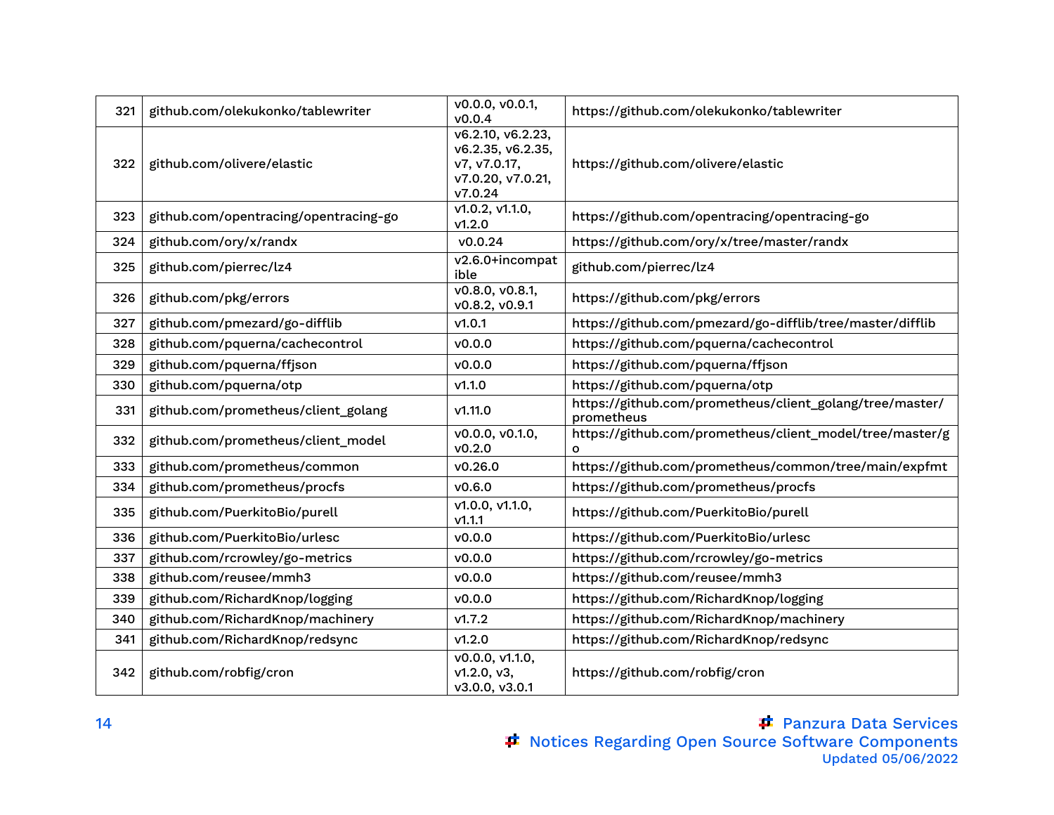| | | | |
|---|---|---|---|
| 321 | github.com/olekukonko/tablewriter | v0.0.0, v0.0.1, v0.0.4 | https://github.com/olekukonko/tablewriter |
| 322 | github.com/olivere/elastic | v6.2.10, v6.2.23, v6.2.35, v6.2.35, v7, v7.0.17, v7.0.20, v7.0.21, v7.0.24 | https://github.com/olivere/elastic |
| 323 | github.com/opentracing/opentracing-go | v1.0.2, v1.1.0, v1.2.0 | https://github.com/opentracing/opentracing-go |
| 324 | github.com/ory/x/randx | v0.0.24 | https://github.com/ory/x/tree/master/randx |
| 325 | github.com/pierrec/lz4 | v2.6.0+incompatible | github.com/pierrec/lz4 |
| 326 | github.com/pkg/errors | v0.8.0, v0.8.1, v0.8.2, v0.9.1 | https://github.com/pkg/errors |
| 327 | github.com/pmezard/go-difflib | v1.0.1 | https://github.com/pmezard/go-difflib/tree/master/difflib |
| 328 | github.com/pquerna/cachecontrol | v0.0.0 | https://github.com/pquerna/cachecontrol |
| 329 | github.com/pquerna/ffjson | v0.0.0 | https://github.com/pquerna/ffjson |
| 330 | github.com/pquerna/otp | v1.1.0 | https://github.com/pquerna/otp |
| 331 | github.com/prometheus/client_golang | v1.11.0 | https://github.com/prometheus/client_golang/tree/master/prometheus |
| 332 | github.com/prometheus/client_model | v0.0.0, v0.1.0, v0.2.0 | https://github.com/prometheus/client_model/tree/master/go |
| 333 | github.com/prometheus/common | v0.26.0 | https://github.com/prometheus/common/tree/main/expfmt |
| 334 | github.com/prometheus/procfs | v0.6.0 | https://github.com/prometheus/procfs |
| 335 | github.com/PuerkitoBio/purell | v1.0.0, v1.1.0, v1.1.1 | https://github.com/PuerkitoBio/purell |
| 336 | github.com/PuerkitoBio/urlesc | v0.0.0 | https://github.com/PuerkitoBio/urlesc |
| 337 | github.com/rcrowley/go-metrics | v0.0.0 | https://github.com/rcrowley/go-metrics |
| 338 | github.com/reusee/mmh3 | v0.0.0 | https://github.com/reusee/mmh3 |
| 339 | github.com/RichardKnop/logging | v0.0.0 | https://github.com/RichardKnop/logging |
| 340 | github.com/RichardKnop/machinery | v1.7.2 | https://github.com/RichardKnop/machinery |
| 341 | github.com/RichardKnop/redsync | v1.2.0 | https://github.com/RichardKnop/redsync |
| 342 | github.com/robfig/cron | v0.0.0, v1.1.0, v1.2.0, v3, v3.0.0, v3.0.1 | https://github.com/robfig/cron |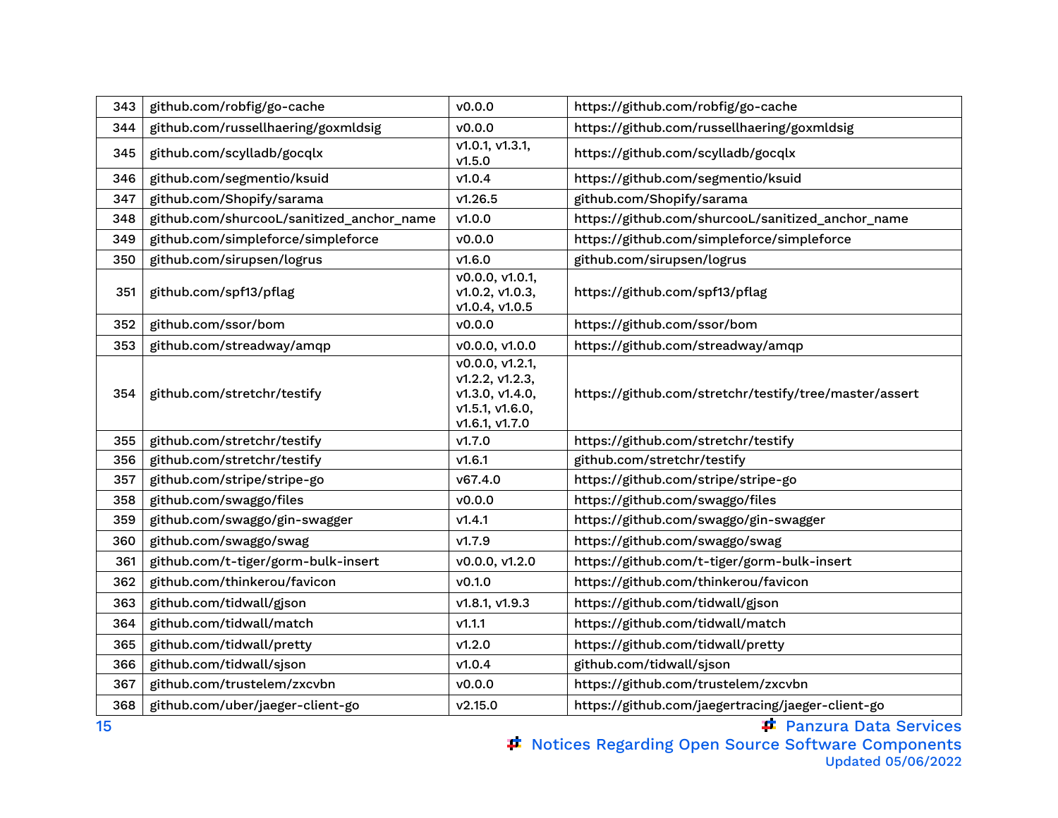| 343 | github.com/robfig/go-cache | v0.0.0 | https://github.com/robfig/go-cache |
|---|---|---|---|
| 344 | github.com/russellhaering/goxmldsig | v0.0.0 | https://github.com/russellhaering/goxmldsig |
| 345 | github.com/scylladb/gocqlx | v1.0.1, v1.3.1, v1.5.0 | https://github.com/scylladb/gocqlx |
| 346 | github.com/segmentio/ksuid | v1.0.4 | https://github.com/segmentio/ksuid |
| 347 | github.com/Shopify/sarama | v1.26.5 | github.com/Shopify/sarama |
| 348 | github.com/shurcooL/sanitized_anchor_name | v1.0.0 | https://github.com/shurcooL/sanitized_anchor_name |
| 349 | github.com/simpleforce/simpleforce | v0.0.0 | https://github.com/simpleforce/simpleforce |
| 350 | github.com/sirupsen/logrus | v1.6.0 | github.com/sirupsen/logrus |
| 351 | github.com/spf13/pflag | v0.0.0, v1.0.1, v1.0.2, v1.0.3, v1.0.4, v1.0.5 | https://github.com/spf13/pflag |
| 352 | github.com/ssor/bom | v0.0.0 | https://github.com/ssor/bom |
| 353 | github.com/streadway/amqp | v0.0.0, v1.0.0 | https://github.com/streadway/amqp |
| 354 | github.com/stretchr/testify | v0.0.0, v1.2.1, v1.2.2, v1.2.3, v1.3.0, v1.4.0, v1.5.1, v1.6.0, v1.6.1, v1.7.0 | https://github.com/stretchr/testify/tree/master/assert |
| 355 | github.com/stretchr/testify | v1.7.0 | https://github.com/stretchr/testify |
| 356 | github.com/stretchr/testify | v1.6.1 | github.com/stretchr/testify |
| 357 | github.com/stripe/stripe-go | v67.4.0 | https://github.com/stripe/stripe-go |
| 358 | github.com/swaggo/files | v0.0.0 | https://github.com/swaggo/files |
| 359 | github.com/swaggo/gin-swagger | v1.4.1 | https://github.com/swaggo/gin-swagger |
| 360 | github.com/swaggo/swag | v1.7.9 | https://github.com/swaggo/swag |
| 361 | github.com/t-tiger/gorm-bulk-insert | v0.0.0, v1.2.0 | https://github.com/t-tiger/gorm-bulk-insert |
| 362 | github.com/thinkerou/favicon | v0.1.0 | https://github.com/thinkerou/favicon |
| 363 | github.com/tidwall/gjson | v1.8.1, v1.9.3 | https://github.com/tidwall/gjson |
| 364 | github.com/tidwall/match | v1.1.1 | https://github.com/tidwall/match |
| 365 | github.com/tidwall/pretty | v1.2.0 | https://github.com/tidwall/pretty |
| 366 | github.com/tidwall/sjson | v1.0.4 | github.com/tidwall/sjson |
| 367 | github.com/trustelem/zxcvbn | v0.0.0 | https://github.com/trustelem/zxcvbn |
| 368 | github.com/uber/jaeger-client-go | v2.15.0 | https://github.com/jaegertracing/jaeger-client-go |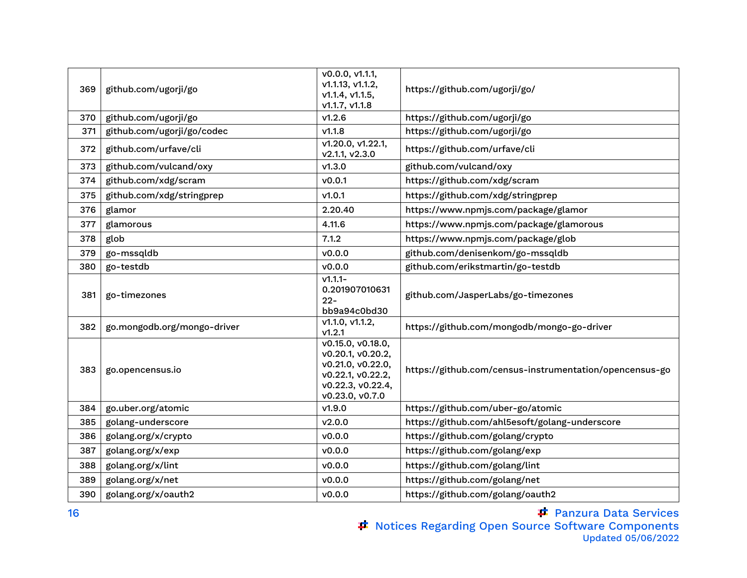| 369 | github.com/ugorji/go | v0.0.0, v1.1.1, v1.1.13, v1.1.2, v1.1.4, v1.1.5, v1.1.7, v1.1.8 | https://github.com/ugorji/go/ |
|---|---|---|---|
| 370 | github.com/ugorji/go | v1.2.6 | https://github.com/ugorji/go |
| 371 | github.com/ugorji/go/codec | v1.1.8 | https://github.com/ugorji/go |
| 372 | github.com/urfave/cli | v1.20.0, v1.22.1, v2.1.1, v2.3.0 | https://github.com/urfave/cli |
| 373 | github.com/vulcand/oxy | v1.3.0 | github.com/vulcand/oxy |
| 374 | github.com/xdg/scram | v0.0.1 | https://github.com/xdg/scram |
| 375 | github.com/xdg/stringprep | v1.0.1 | https://github.com/xdg/stringprep |
| 376 | glamor | 2.20.40 | https://www.npmjs.com/package/glamor |
| 377 | glamorous | 4.11.6 | https://www.npmjs.com/package/glamorous |
| 378 | glob | 7.1.2 | https://www.npmjs.com/package/glob |
| 379 | go-mssqldb | v0.0.0 | github.com/denisenkom/go-mssqldb |
| 380 | go-testdb | v0.0.0 | github.com/erikstmartin/go-testdb |
| 381 | go-timezones | v1.1.1-0.20190701063122-bb9a94c0bd30 | github.com/JasperLabs/go-timezones |
| 382 | go.mongodb.org/mongo-driver | v1.1.0, v1.1.2, v1.2.1 | https://github.com/mongodb/mongo-go-driver |
| 383 | go.opencensus.io | v0.15.0, v0.18.0, v0.20.1, v0.20.2, v0.21.0, v0.22.0, v0.22.1, v0.22.2, v0.22.3, v0.22.4, v0.23.0, v0.7.0 | https://github.com/census-instrumentation/opencensus-go |
| 384 | go.uber.org/atomic | v1.9.0 | https://github.com/uber-go/atomic |
| 385 | golang-underscore | v2.0.0 | https://github.com/ahl5esoft/golang-underscore |
| 386 | golang.org/x/crypto | v0.0.0 | https://github.com/golang/crypto |
| 387 | golang.org/x/exp | v0.0.0 | https://github.com/golang/exp |
| 388 | golang.org/x/lint | v0.0.0 | https://github.com/golang/lint |
| 389 | golang.org/x/net | v0.0.0 | https://github.com/golang/net |
| 390 | golang.org/x/oauth2 | v0.0.0 | https://github.com/golang/oauth2 |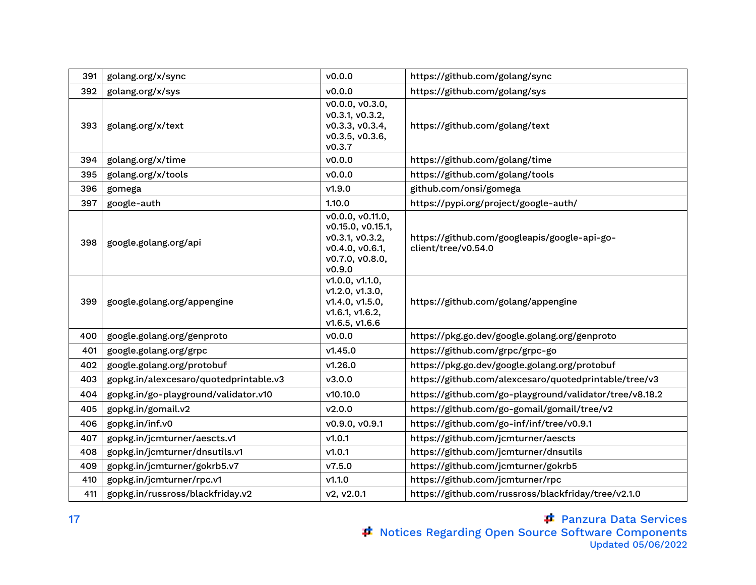| 391 | golang.org/x/sync | v0.0.0 | https://github.com/golang/sync |
|---|---|---|---|
| 392 | golang.org/x/sys | v0.0.0 | https://github.com/golang/sys |
| 393 | golang.org/x/text | v0.0.0, v0.3.0, v0.3.1, v0.3.2, v0.3.3, v0.3.4, v0.3.5, v0.3.6, v0.3.7 | https://github.com/golang/text |
| 394 | golang.org/x/time | v0.0.0 | https://github.com/golang/time |
| 395 | golang.org/x/tools | v0.0.0 | https://github.com/golang/tools |
| 396 | gomega | v1.9.0 | github.com/onsi/gomega |
| 397 | google-auth | 1.10.0 | https://pypi.org/project/google-auth/ |
| 398 | google.golang.org/api | v0.0.0, v0.11.0, v0.15.0, v0.15.1, v0.3.1, v0.3.2, v0.4.0, v0.6.1, v0.7.0, v0.8.0, v0.9.0 | https://github.com/googleapis/google-api-go-client/tree/v0.54.0 |
| 399 | google.golang.org/appengine | v1.0.0, v1.1.0, v1.2.0, v1.3.0, v1.4.0, v1.5.0, v1.6.1, v1.6.2, v1.6.5, v1.6.6 | https://github.com/golang/appengine |
| 400 | google.golang.org/genproto | v0.0.0 | https://pkg.go.dev/google.golang.org/genproto |
| 401 | google.golang.org/grpc | v1.45.0 | https://github.com/grpc/grpc-go |
| 402 | google.golang.org/protobuf | v1.26.0 | https://pkg.go.dev/google.golang.org/protobuf |
| 403 | gopkg.in/alexcesaro/quotedprintable.v3 | v3.0.0 | https://github.com/alexcesaro/quotedprintable/tree/v3 |
| 404 | gopkg.in/go-playground/validator.v10 | v10.10.0 | https://github.com/go-playground/validator/tree/v8.18.2 |
| 405 | gopkg.in/gomail.v2 | v2.0.0 | https://github.com/go-gomail/gomail/tree/v2 |
| 406 | gopkg.in/inf.v0 | v0.9.0, v0.9.1 | https://github.com/go-inf/inf/tree/v0.9.1 |
| 407 | gopkg.in/jcmturner/aescts.v1 | v1.0.1 | https://github.com/jcmturner/aescts |
| 408 | gopkg.in/jcmturner/dnsutils.v1 | v1.0.1 | https://github.com/jcmturner/dnsutils |
| 409 | gopkg.in/jcmturner/gokrb5.v7 | v7.5.0 | https://github.com/jcmturner/gokrb5 |
| 410 | gopkg.in/jcmturner/rpc.v1 | v1.1.0 | https://github.com/jcmturner/rpc |
| 411 | gopkg.in/russross/blackfriday.v2 | v2, v2.0.1 | https://github.com/russross/blackfriday/tree/v2.1.0 |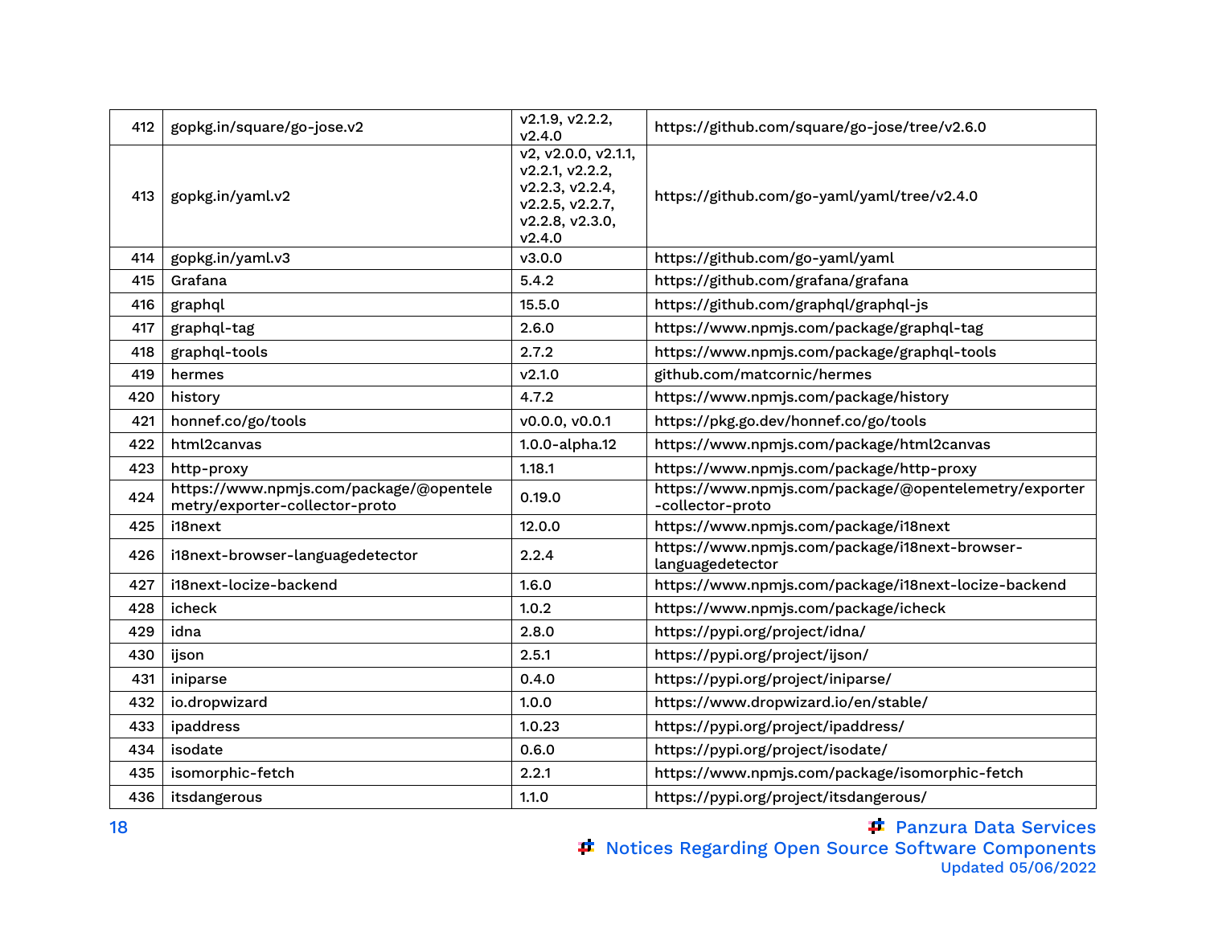| 412 | gopkg.in/square/go-jose.v2 | v2.1.9, v2.2.2, v2.4.0 | https://github.com/square/go-jose/tree/v2.6.0 |
|---|---|---|---|
| 413 | gopkg.in/yaml.v2 | v2, v2.0.0, v2.1.1, v2.2.1, v2.2.2, v2.2.3, v2.2.4, v2.2.5, v2.2.7, v2.2.8, v2.3.0, v2.4.0 | https://github.com/go-yaml/yaml/tree/v2.4.0 |
| 414 | gopkg.in/yaml.v3 | v3.0.0 | https://github.com/go-yaml/yaml |
| 415 | Grafana | 5.4.2 | https://github.com/grafana/grafana |
| 416 | graphql | 15.5.0 | https://github.com/graphql/graphql-js |
| 417 | graphql-tag | 2.6.0 | https://www.npmjs.com/package/graphql-tag |
| 418 | graphql-tools | 2.7.2 | https://www.npmjs.com/package/graphql-tools |
| 419 | hermes | v2.1.0 | github.com/matcornic/hermes |
| 420 | history | 4.7.2 | https://www.npmjs.com/package/history |
| 421 | honnef.co/go/tools | v0.0.0, v0.0.1 | https://pkg.go.dev/honnef.co/go/tools |
| 422 | html2canvas | 1.0.0-alpha.12 | https://www.npmjs.com/package/html2canvas |
| 423 | http-proxy | 1.18.1 | https://www.npmjs.com/package/http-proxy |
| 424 | https://www.npmjs.com/package/@opentelemetry/exporter-collector-proto | 0.19.0 | https://www.npmjs.com/package/@opentelemetry/exporter-collector-proto |
| 425 | i18next | 12.0.0 | https://www.npmjs.com/package/i18next |
| 426 | i18next-browser-languagedetector | 2.2.4 | https://www.npmjs.com/package/i18next-browser-languagedetector |
| 427 | i18next-locize-backend | 1.6.0 | https://www.npmjs.com/package/i18next-locize-backend |
| 428 | icheck | 1.0.2 | https://www.npmjs.com/package/icheck |
| 429 | idna | 2.8.0 | https://pypi.org/project/idna/ |
| 430 | ijson | 2.5.1 | https://pypi.org/project/ijson/ |
| 431 | iniparse | 0.4.0 | https://pypi.org/project/iniparse/ |
| 432 | io.dropwizard | 1.0.0 | https://www.dropwizard.io/en/stable/ |
| 433 | ipaddress | 1.0.23 | https://pypi.org/project/ipaddress/ |
| 434 | isodate | 0.6.0 | https://pypi.org/project/isodate/ |
| 435 | isomorphic-fetch | 2.2.1 | https://www.npmjs.com/package/isomorphic-fetch |
| 436 | itsdangerous | 1.1.0 | https://pypi.org/project/itsdangerous/ |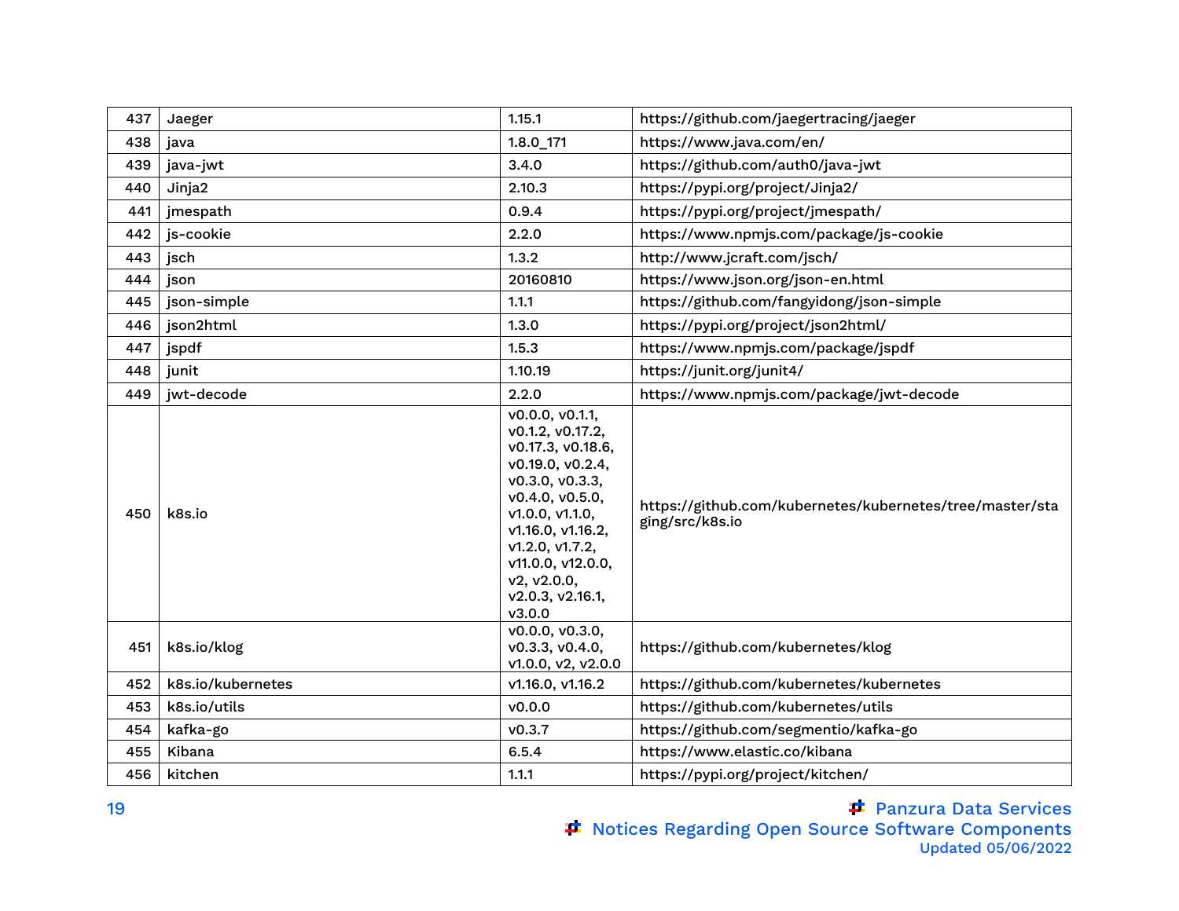| 437 | Jaeger | 1.15.1 | https://github.com/jaegertracing/jaeger |
|---|---|---|---|
| 438 | java | 1.8.0_171 | https://www.java.com/en/ |
| 439 | java-jwt | 3.4.0 | https://github.com/auth0/java-jwt |
| 440 | Jinja2 | 2.10.3 | https://pypi.org/project/Jinja2/ |
| 441 | jmespath | 0.9.4 | https://pypi.org/project/jmespath/ |
| 442 | js-cookie | 2.2.0 | https://www.npmjs.com/package/js-cookie |
| 443 | jsch | 1.3.2 | http://www.jcraft.com/jsch/ |
| 444 | json | 20160810 | https://www.json.org/json-en.html |
| 445 | json-simple | 1.1.1 | https://github.com/fangyidong/json-simple |
| 446 | json2html | 1.3.0 | https://pypi.org/project/json2html/ |
| 447 | jspdf | 1.5.3 | https://www.npmjs.com/package/jspdf |
| 448 | junit | 1.10.19 | https://junit.org/junit4/ |
| 449 | jwt-decode | 2.2.0 | https://www.npmjs.com/package/jwt-decode |
| 450 | k8s.io | v0.0.0, v0.1.1, v0.1.2, v0.17.2, v0.17.3, v0.18.6, v0.19.0, v0.2.4, v0.3.0, v0.3.3, v0.4.0, v0.5.0, v1.0.0, v1.1.0, v1.16.0, v1.16.2, v1.2.0, v1.7.2, v11.0.0, v12.0.0, v2, v2.0.0, v2.0.3, v2.16.1, v3.0.0 | https://github.com/kubernetes/kubernetes/tree/master/staging/src/k8s.io |
| 451 | k8s.io/klog | v0.0.0, v0.3.0, v0.3.3, v0.4.0, v1.0.0, v2, v2.0.0 | https://github.com/kubernetes/klog |
| 452 | k8s.io/kubernetes | v1.16.0, v1.16.2 | https://github.com/kubernetes/kubernetes |
| 453 | k8s.io/utils | v0.0.0 | https://github.com/kubernetes/utils |
| 454 | kafka-go | v0.3.7 | https://github.com/segmentio/kafka-go |
| 455 | Kibana | 6.5.4 | https://www.elastic.co/kibana |
| 456 | kitchen | 1.1.1 | https://pypi.org/project/kitchen/ |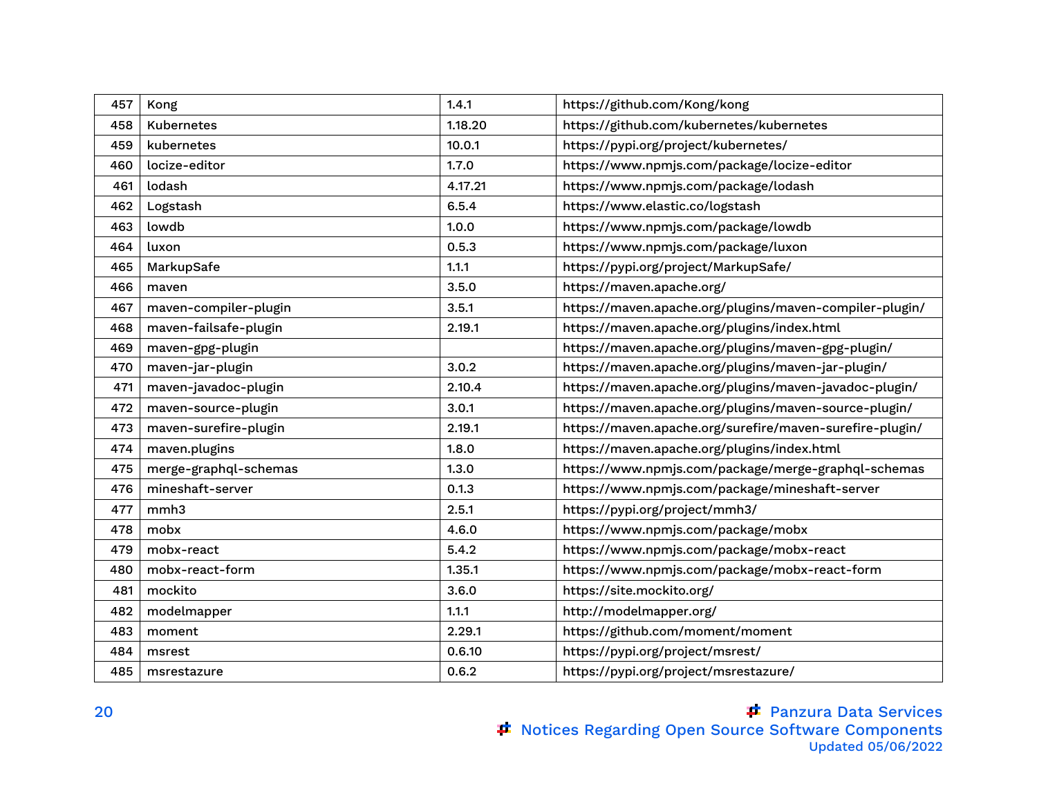| 457 | Kong | 1.4.1 | https://github.com/Kong/kong |
|---|---|---|---|
| 458 | Kubernetes | 1.18.20 | https://github.com/kubernetes/kubernetes |
| 459 | kubernetes | 10.0.1 | https://pypi.org/project/kubernetes/ |
| 460 | locize-editor | 1.7.0 | https://www.npmjs.com/package/locize-editor |
| 461 | lodash | 4.17.21 | https://www.npmjs.com/package/lodash |
| 462 | Logstash | 6.5.4 | https://www.elastic.co/logstash |
| 463 | lowdb | 1.0.0 | https://www.npmjs.com/package/lowdb |
| 464 | luxon | 0.5.3 | https://www.npmjs.com/package/luxon |
| 465 | MarkupSafe | 1.1.1 | https://pypi.org/project/MarkupSafe/ |
| 466 | maven | 3.5.0 | https://maven.apache.org/ |
| 467 | maven-compiler-plugin | 3.5.1 | https://maven.apache.org/plugins/maven-compiler-plugin/ |
| 468 | maven-failsafe-plugin | 2.19.1 | https://maven.apache.org/plugins/index.html |
| 469 | maven-gpg-plugin | | https://maven.apache.org/plugins/maven-gpg-plugin/ |
| 470 | maven-jar-plugin | 3.0.2 | https://maven.apache.org/plugins/maven-jar-plugin/ |
| 471 | maven-javadoc-plugin | 2.10.4 | https://maven.apache.org/plugins/maven-javadoc-plugin/ |
| 472 | maven-source-plugin | 3.0.1 | https://maven.apache.org/plugins/maven-source-plugin/ |
| 473 | maven-surefire-plugin | 2.19.1 | https://maven.apache.org/surefire/maven-surefire-plugin/ |
| 474 | maven.plugins | 1.8.0 | https://maven.apache.org/plugins/index.html |
| 475 | merge-graphql-schemas | 1.3.0 | https://www.npmjs.com/package/merge-graphql-schemas |
| 476 | mineshaft-server | 0.1.3 | https://www.npmjs.com/package/mineshaft-server |
| 477 | mmh3 | 2.5.1 | https://pypi.org/project/mmh3/ |
| 478 | mobx | 4.6.0 | https://www.npmjs.com/package/mobx |
| 479 | mobx-react | 5.4.2 | https://www.npmjs.com/package/mobx-react |
| 480 | mobx-react-form | 1.35.1 | https://www.npmjs.com/package/mobx-react-form |
| 481 | mockito | 3.6.0 | https://site.mockito.org/ |
| 482 | modelmapper | 1.1.1 | http://modelmapper.org/ |
| 483 | moment | 2.29.1 | https://github.com/moment/moment |
| 484 | msrest | 0.6.10 | https://pypi.org/project/msrest/ |
| 485 | msrestazure | 0.6.2 | https://pypi.org/project/msrestazure/ |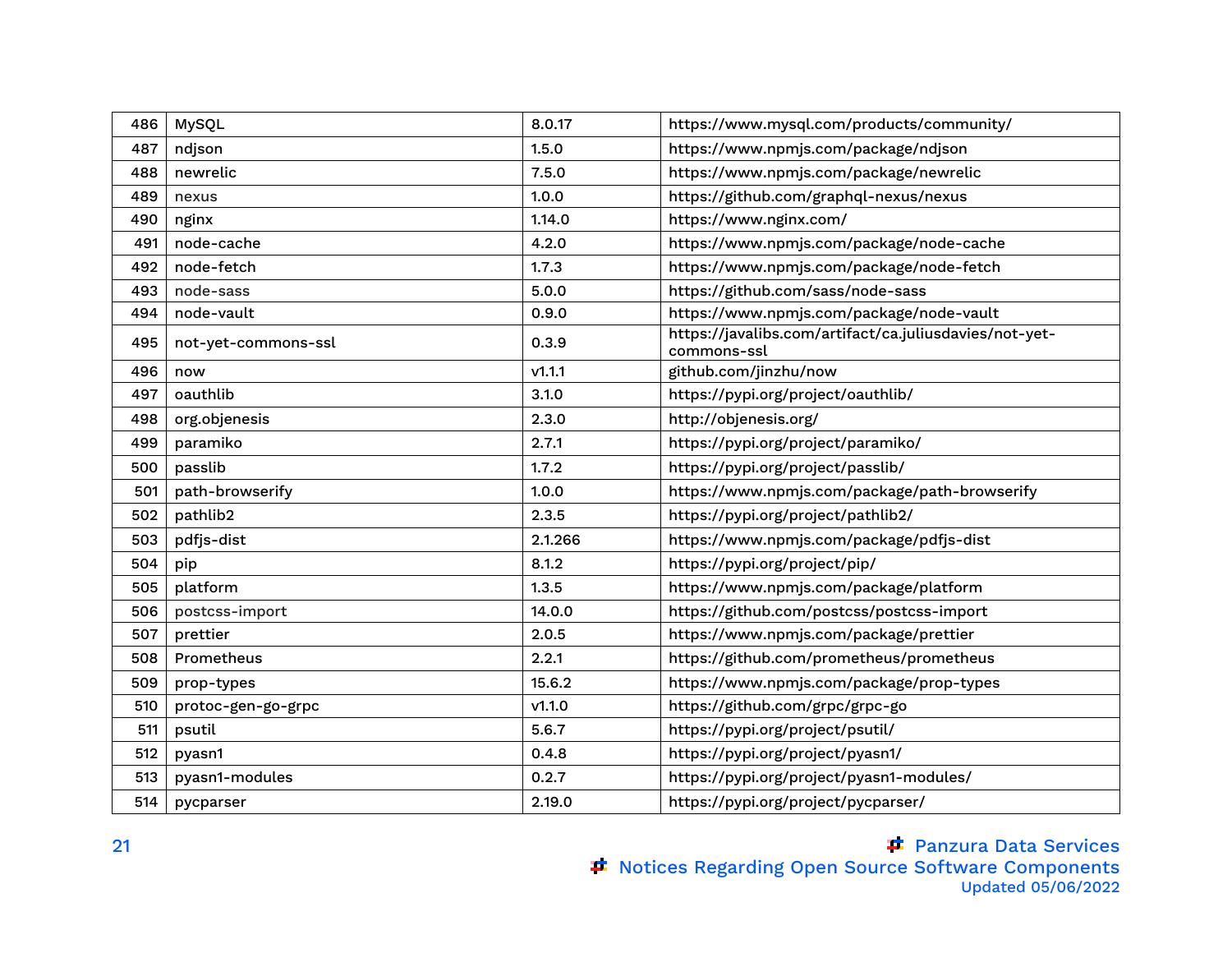| 486 | MySQL | 8.0.17 | https://www.mysql.com/products/community/ |
|---|---|---|---|
| 487 | ndjson | 1.5.0 | https://www.npmjs.com/package/ndjson |
| 488 | newrelic | 7.5.0 | https://www.npmjs.com/package/newrelic |
| 489 | nexus | 1.0.0 | https://github.com/graphql-nexus/nexus |
| 490 | nginx | 1.14.0 | https://www.nginx.com/ |
| 491 | node-cache | 4.2.0 | https://www.npmjs.com/package/node-cache |
| 492 | node-fetch | 1.7.3 | https://www.npmjs.com/package/node-fetch |
| 493 | node-sass | 5.0.0 | https://github.com/sass/node-sass |
| 494 | node-vault | 0.9.0 | https://www.npmjs.com/package/node-vault |
| 495 | not-yet-commons-ssl | 0.3.9 | https://javalibs.com/artifact/ca.juliusdavies/not-yet-commons-ssl |
| 496 | now | v1.1.1 | github.com/jinzhu/now |
| 497 | oauthlib | 3.1.0 | https://pypi.org/project/oauthlib/ |
| 498 | org.objenesis | 2.3.0 | http://objenesis.org/ |
| 499 | paramiko | 2.7.1 | https://pypi.org/project/paramiko/ |
| 500 | passlib | 1.7.2 | https://pypi.org/project/passlib/ |
| 501 | path-browserify | 1.0.0 | https://www.npmjs.com/package/path-browserify |
| 502 | pathlib2 | 2.3.5 | https://pypi.org/project/pathlib2/ |
| 503 | pdfjs-dist | 2.1.266 | https://www.npmjs.com/package/pdfjs-dist |
| 504 | pip | 8.1.2 | https://pypi.org/project/pip/ |
| 505 | platform | 1.3.5 | https://www.npmjs.com/package/platform |
| 506 | postcss-import | 14.0.0 | https://github.com/postcss/postcss-import |
| 507 | prettier | 2.0.5 | https://www.npmjs.com/package/prettier |
| 508 | Prometheus | 2.2.1 | https://github.com/prometheus/prometheus |
| 509 | prop-types | 15.6.2 | https://www.npmjs.com/package/prop-types |
| 510 | protoc-gen-go-grpc | v1.1.0 | https://github.com/grpc/grpc-go |
| 511 | psutil | 5.6.7 | https://pypi.org/project/psutil/ |
| 512 | pyasn1 | 0.4.8 | https://pypi.org/project/pyasn1/ |
| 513 | pyasn1-modules | 0.2.7 | https://pypi.org/project/pyasn1-modules/ |
| 514 | pycparser | 2.19.0 | https://pypi.org/project/pycparser/ |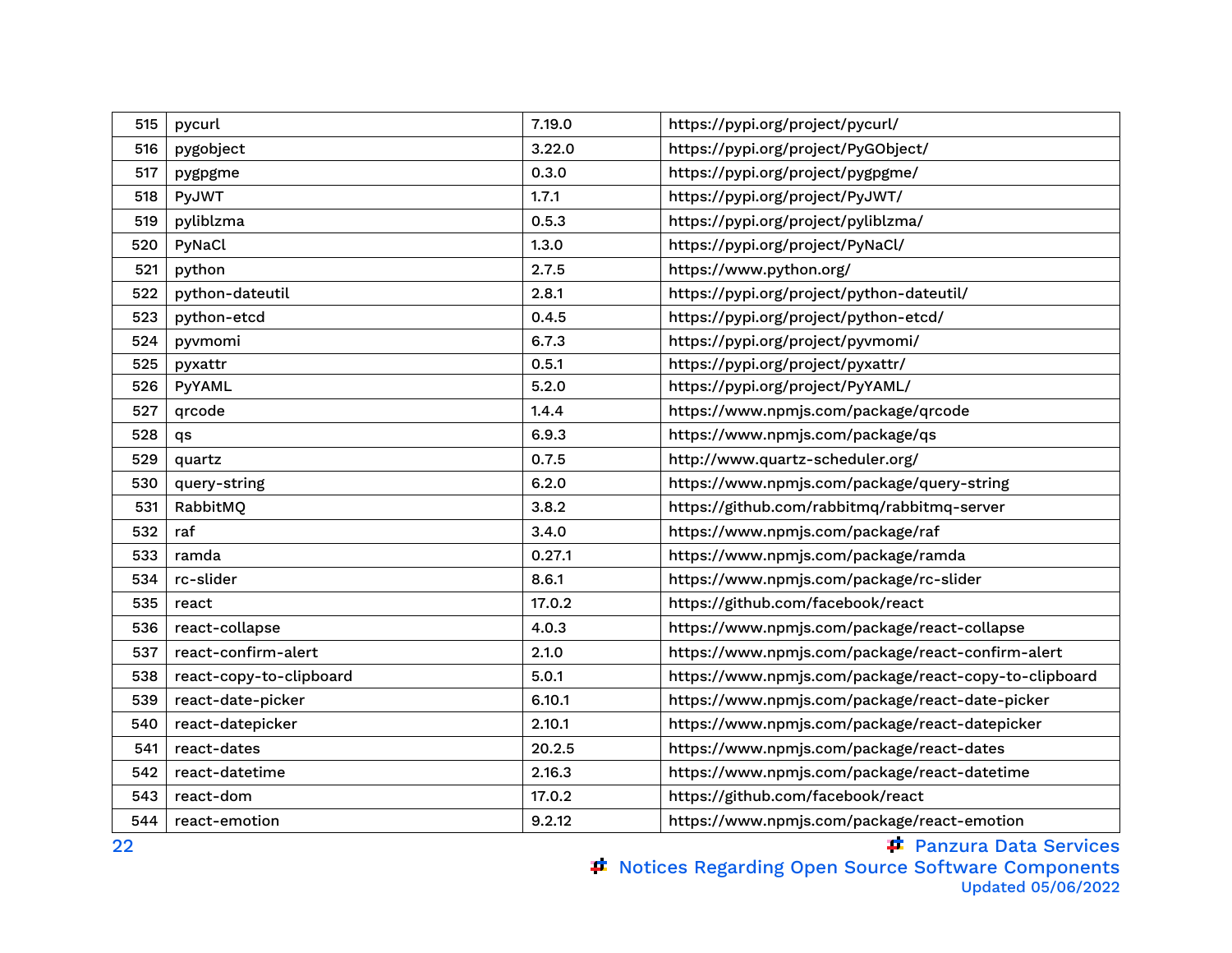| 515 | pycurl | 7.19.0 | https://pypi.org/project/pycurl/ |
|---|---|---|---|
| 516 | pygobject | 3.22.0 | https://pypi.org/project/PyGObject/ |
| 517 | pygpgme | 0.3.0 | https://pypi.org/project/pygpgme/ |
| 518 | PyJWT | 1.7.1 | https://pypi.org/project/PyJWT/ |
| 519 | pyliblzma | 0.5.3 | https://pypi.org/project/pyliblzma/ |
| 520 | PyNaCl | 1.3.0 | https://pypi.org/project/PyNaCl/ |
| 521 | python | 2.7.5 | https://www.python.org/ |
| 522 | python-dateutil | 2.8.1 | https://pypi.org/project/python-dateutil/ |
| 523 | python-etcd | 0.4.5 | https://pypi.org/project/python-etcd/ |
| 524 | pyvmomi | 6.7.3 | https://pypi.org/project/pyvmomi/ |
| 525 | pyxattr | 0.5.1 | https://pypi.org/project/pyxattr/ |
| 526 | PyYAML | 5.2.0 | https://pypi.org/project/PyYAML/ |
| 527 | qrcode | 1.4.4 | https://www.npmjs.com/package/qrcode |
| 528 | qs | 6.9.3 | https://www.npmjs.com/package/qs |
| 529 | quartz | 0.7.5 | http://www.quartz-scheduler.org/ |
| 530 | query-string | 6.2.0 | https://www.npmjs.com/package/query-string |
| 531 | RabbitMQ | 3.8.2 | https://github.com/rabbitmq/rabbitmq-server |
| 532 | raf | 3.4.0 | https://www.npmjs.com/package/raf |
| 533 | ramda | 0.27.1 | https://www.npmjs.com/package/ramda |
| 534 | rc-slider | 8.6.1 | https://www.npmjs.com/package/rc-slider |
| 535 | react | 17.0.2 | https://github.com/facebook/react |
| 536 | react-collapse | 4.0.3 | https://www.npmjs.com/package/react-collapse |
| 537 | react-confirm-alert | 2.1.0 | https://www.npmjs.com/package/react-confirm-alert |
| 538 | react-copy-to-clipboard | 5.0.1 | https://www.npmjs.com/package/react-copy-to-clipboard |
| 539 | react-date-picker | 6.10.1 | https://www.npmjs.com/package/react-date-picker |
| 540 | react-datepicker | 2.10.1 | https://www.npmjs.com/package/react-datepicker |
| 541 | react-dates | 20.2.5 | https://www.npmjs.com/package/react-dates |
| 542 | react-datetime | 2.16.3 | https://www.npmjs.com/package/react-datetime |
| 543 | react-dom | 17.0.2 | https://github.com/facebook/react |
| 544 | react-emotion | 9.2.12 | https://www.npmjs.com/package/react-emotion |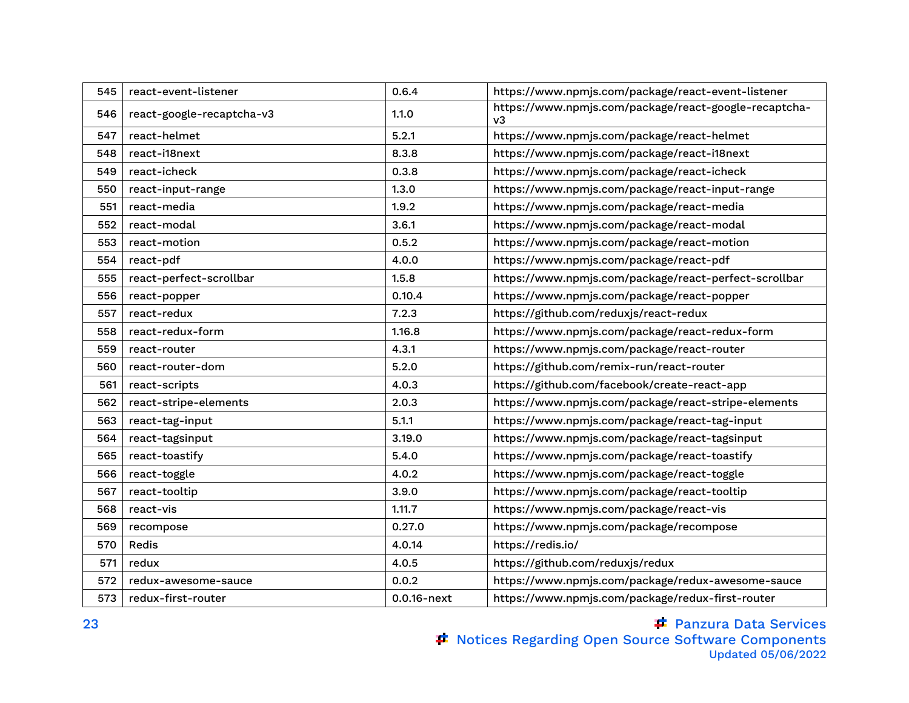| 545 | react-event-listener | 0.6.4 | https://www.npmjs.com/package/react-event-listener |
|---|---|---|---|
| 546 | react-google-recaptcha-v3 | 1.1.0 | https://www.npmjs.com/package/react-google-recaptcha-v3 |
| 547 | react-helmet | 5.2.1 | https://www.npmjs.com/package/react-helmet |
| 548 | react-i18next | 8.3.8 | https://www.npmjs.com/package/react-i18next |
| 549 | react-icheck | 0.3.8 | https://www.npmjs.com/package/react-icheck |
| 550 | react-input-range | 1.3.0 | https://www.npmjs.com/package/react-input-range |
| 551 | react-media | 1.9.2 | https://www.npmjs.com/package/react-media |
| 552 | react-modal | 3.6.1 | https://www.npmjs.com/package/react-modal |
| 553 | react-motion | 0.5.2 | https://www.npmjs.com/package/react-motion |
| 554 | react-pdf | 4.0.0 | https://www.npmjs.com/package/react-pdf |
| 555 | react-perfect-scrollbar | 1.5.8 | https://www.npmjs.com/package/react-perfect-scrollbar |
| 556 | react-popper | 0.10.4 | https://www.npmjs.com/package/react-popper |
| 557 | react-redux | 7.2.3 | https://github.com/reduxjs/react-redux |
| 558 | react-redux-form | 1.16.8 | https://www.npmjs.com/package/react-redux-form |
| 559 | react-router | 4.3.1 | https://www.npmjs.com/package/react-router |
| 560 | react-router-dom | 5.2.0 | https://github.com/remix-run/react-router |
| 561 | react-scripts | 4.0.3 | https://github.com/facebook/create-react-app |
| 562 | react-stripe-elements | 2.0.3 | https://www.npmjs.com/package/react-stripe-elements |
| 563 | react-tag-input | 5.1.1 | https://www.npmjs.com/package/react-tag-input |
| 564 | react-tagsinput | 3.19.0 | https://www.npmjs.com/package/react-tagsinput |
| 565 | react-toastify | 5.4.0 | https://www.npmjs.com/package/react-toastify |
| 566 | react-toggle | 4.0.2 | https://www.npmjs.com/package/react-toggle |
| 567 | react-tooltip | 3.9.0 | https://www.npmjs.com/package/react-tooltip |
| 568 | react-vis | 1.11.7 | https://www.npmjs.com/package/react-vis |
| 569 | recompose | 0.27.0 | https://www.npmjs.com/package/recompose |
| 570 | Redis | 4.0.14 | https://redis.io/ |
| 571 | redux | 4.0.5 | https://github.com/reduxjs/redux |
| 572 | redux-awesome-sauce | 0.0.2 | https://www.npmjs.com/package/redux-awesome-sauce |
| 573 | redux-first-router | 0.0.16-next | https://www.npmjs.com/package/redux-first-router |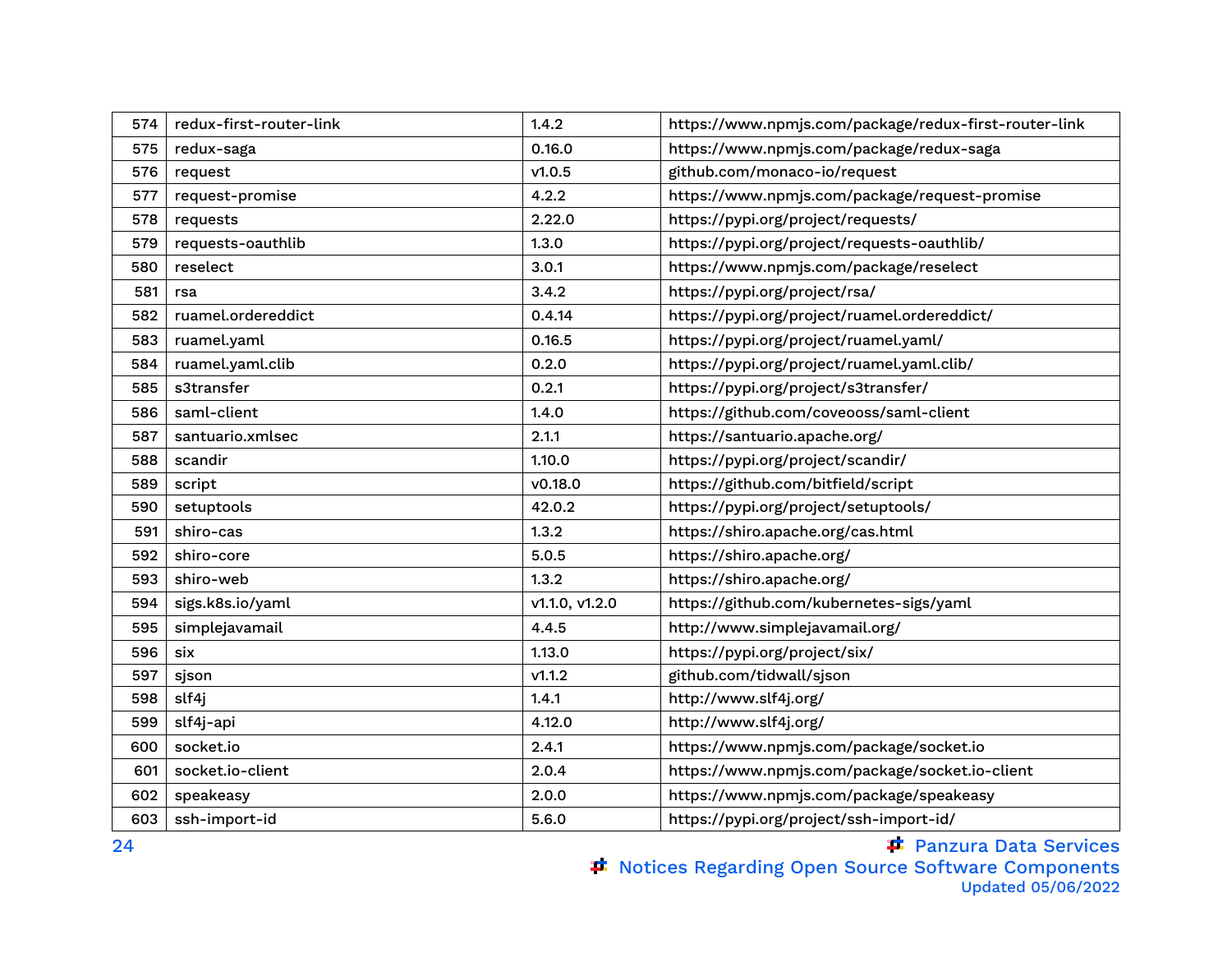| 574 | redux-first-router-link | 1.4.2 | https://www.npmjs.com/package/redux-first-router-link |
|---|---|---|---|
| 575 | redux-saga | 0.16.0 | https://www.npmjs.com/package/redux-saga |
| 576 | request | v1.0.5 | github.com/monaco-io/request |
| 577 | request-promise | 4.2.2 | https://www.npmjs.com/package/request-promise |
| 578 | requests | 2.22.0 | https://pypi.org/project/requests/ |
| 579 | requests-oauthlib | 1.3.0 | https://pypi.org/project/requests-oauthlib/ |
| 580 | reselect | 3.0.1 | https://www.npmjs.com/package/reselect |
| 581 | rsa | 3.4.2 | https://pypi.org/project/rsa/ |
| 582 | ruamel.ordereddict | 0.4.14 | https://pypi.org/project/ruamel.ordereddict/ |
| 583 | ruamel.yaml | 0.16.5 | https://pypi.org/project/ruamel.yaml/ |
| 584 | ruamel.yaml.clib | 0.2.0 | https://pypi.org/project/ruamel.yaml.clib/ |
| 585 | s3transfer | 0.2.1 | https://pypi.org/project/s3transfer/ |
| 586 | saml-client | 1.4.0 | https://github.com/coveooss/saml-client |
| 587 | santuario.xmlsec | 2.1.1 | https://santuario.apache.org/ |
| 588 | scandir | 1.10.0 | https://pypi.org/project/scandir/ |
| 589 | script | v0.18.0 | https://github.com/bitfield/script |
| 590 | setuptools | 42.0.2 | https://pypi.org/project/setuptools/ |
| 591 | shiro-cas | 1.3.2 | https://shiro.apache.org/cas.html |
| 592 | shiro-core | 5.0.5 | https://shiro.apache.org/ |
| 593 | shiro-web | 1.3.2 | https://shiro.apache.org/ |
| 594 | sigs.k8s.io/yaml | v1.1.0, v1.2.0 | https://github.com/kubernetes-sigs/yaml |
| 595 | simplejavamail | 4.4.5 | http://www.simplejavamail.org/ |
| 596 | six | 1.13.0 | https://pypi.org/project/six/ |
| 597 | sjson | v1.1.2 | github.com/tidwall/sjson |
| 598 | slf4j | 1.4.1 | http://www.slf4j.org/ |
| 599 | slf4j-api | 4.12.0 | http://www.slf4j.org/ |
| 600 | socket.io | 2.4.1 | https://www.npmjs.com/package/socket.io |
| 601 | socket.io-client | 2.0.4 | https://www.npmjs.com/package/socket.io-client |
| 602 | speakeasy | 2.0.0 | https://www.npmjs.com/package/speakeasy |
| 603 | ssh-import-id | 5.6.0 | https://pypi.org/project/ssh-import-id/ |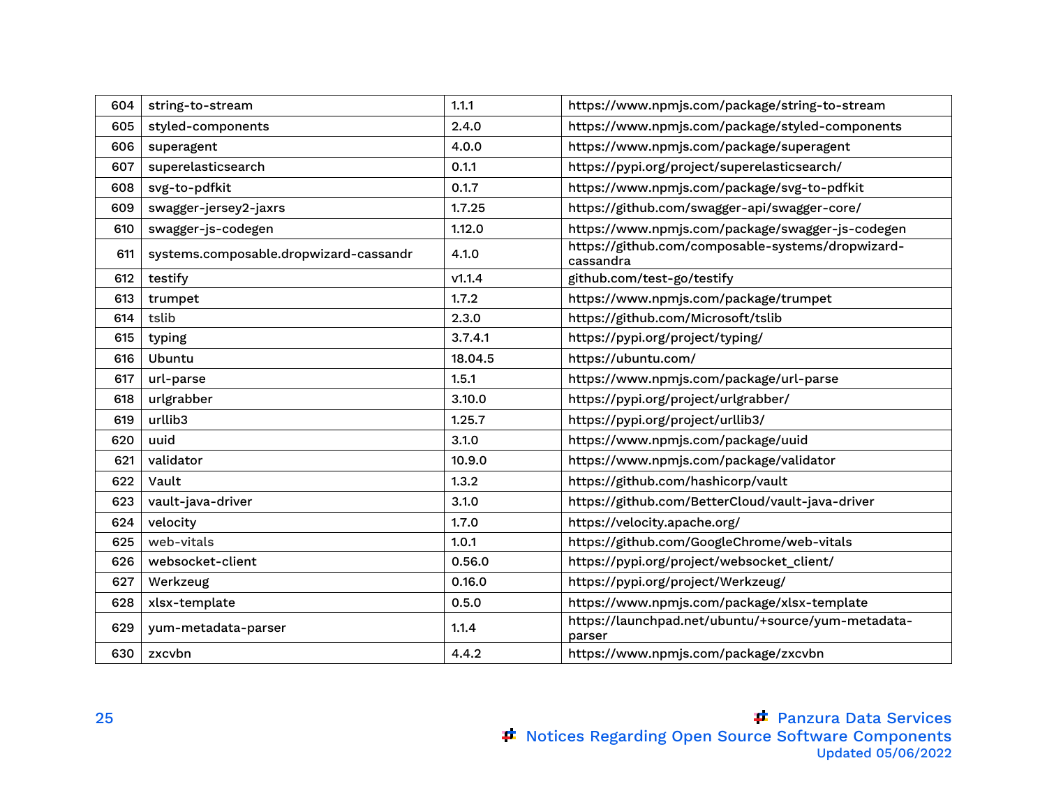| | | | |
|---|---|---|---|
| 604 | string-to-stream | 1.1.1 | https://www.npmjs.com/package/string-to-stream |
| 605 | styled-components | 2.4.0 | https://www.npmjs.com/package/styled-components |
| 606 | superagent | 4.0.0 | https://www.npmjs.com/package/superagent |
| 607 | superelasticsearch | 0.1.1 | https://pypi.org/project/superelasticsearch/ |
| 608 | svg-to-pdfkit | 0.1.7 | https://www.npmjs.com/package/svg-to-pdfkit |
| 609 | swagger-jersey2-jaxrs | 1.7.25 | https://github.com/swagger-api/swagger-core/ |
| 610 | swagger-js-codegen | 1.12.0 | https://www.npmjs.com/package/swagger-js-codegen |
| 611 | systems.composable.dropwizard-cassandr | 4.1.0 | https://github.com/composable-systems/dropwizard-cassandra |
| 612 | testify | v1.1.4 | github.com/test-go/testify |
| 613 | trumpet | 1.7.2 | https://www.npmjs.com/package/trumpet |
| 614 | tslib | 2.3.0 | https://github.com/Microsoft/tslib |
| 615 | typing | 3.7.4.1 | https://pypi.org/project/typing/ |
| 616 | Ubuntu | 18.04.5 | https://ubuntu.com/ |
| 617 | url-parse | 1.5.1 | https://www.npmjs.com/package/url-parse |
| 618 | urlgrabber | 3.10.0 | https://pypi.org/project/urlgrabber/ |
| 619 | urllib3 | 1.25.7 | https://pypi.org/project/urllib3/ |
| 620 | uuid | 3.1.0 | https://www.npmjs.com/package/uuid |
| 621 | validator | 10.9.0 | https://www.npmjs.com/package/validator |
| 622 | Vault | 1.3.2 | https://github.com/hashicorp/vault |
| 623 | vault-java-driver | 3.1.0 | https://github.com/BetterCloud/vault-java-driver |
| 624 | velocity | 1.7.0 | https://velocity.apache.org/ |
| 625 | web-vitals | 1.0.1 | https://github.com/GoogleChrome/web-vitals |
| 626 | websocket-client | 0.56.0 | https://pypi.org/project/websocket_client/ |
| 627 | Werkzeug | 0.16.0 | https://pypi.org/project/Werkzeug/ |
| 628 | xlsx-template | 0.5.0 | https://www.npmjs.com/package/xlsx-template |
| 629 | yum-metadata-parser | 1.1.4 | https://launchpad.net/ubuntu/+source/yum-metadata-parser |
| 630 | zxcvbn | 4.4.2 | https://www.npmjs.com/package/zxcvbn |